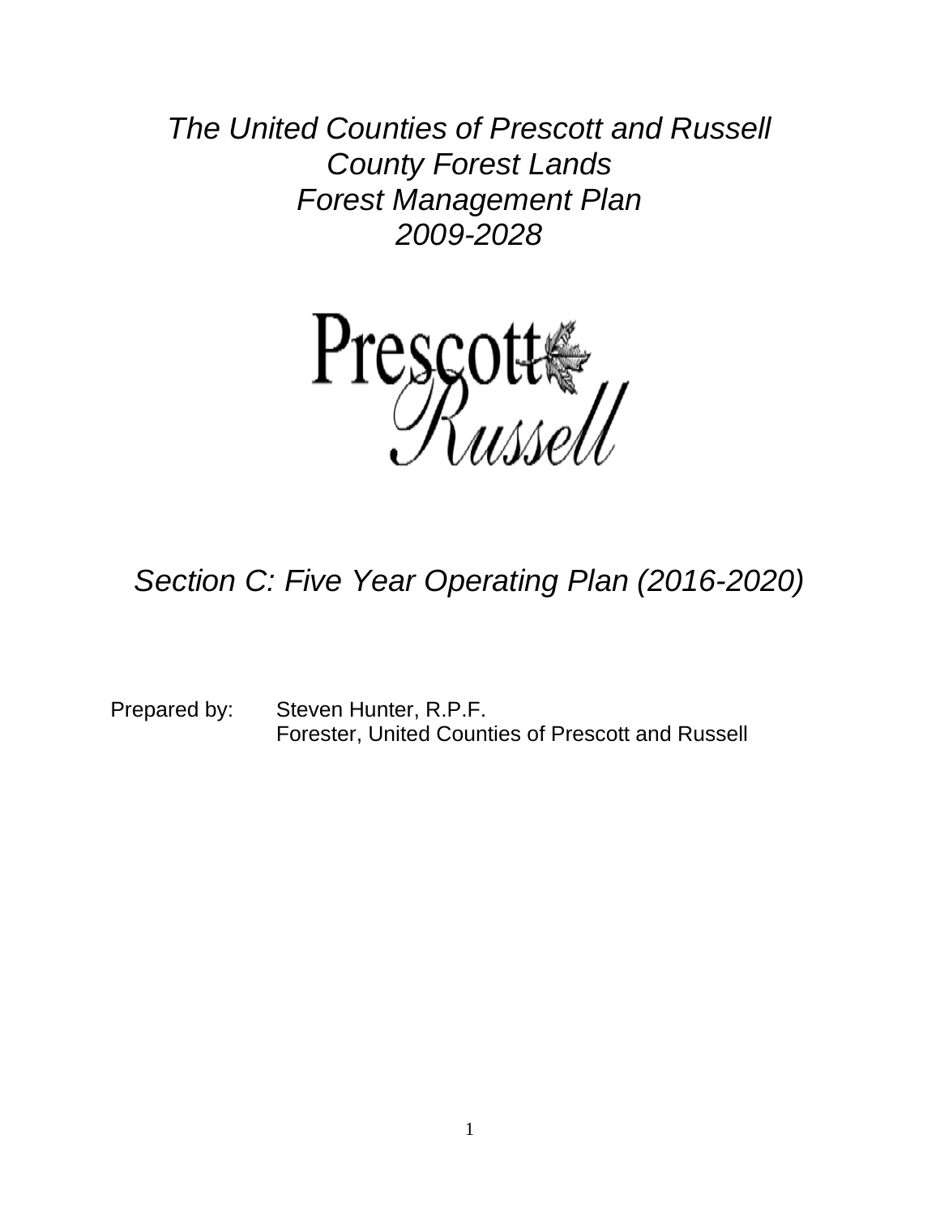# *The United Counties of Prescott and Russell County Forest Lands Forest Management Plan 2009-2028*

Prescott Russell

## *Section C: Five Year Operating Plan (2016-2020)*

Prepared by: Steven Hunter, R.P.F.
Forester, United Counties of Prescott and Russell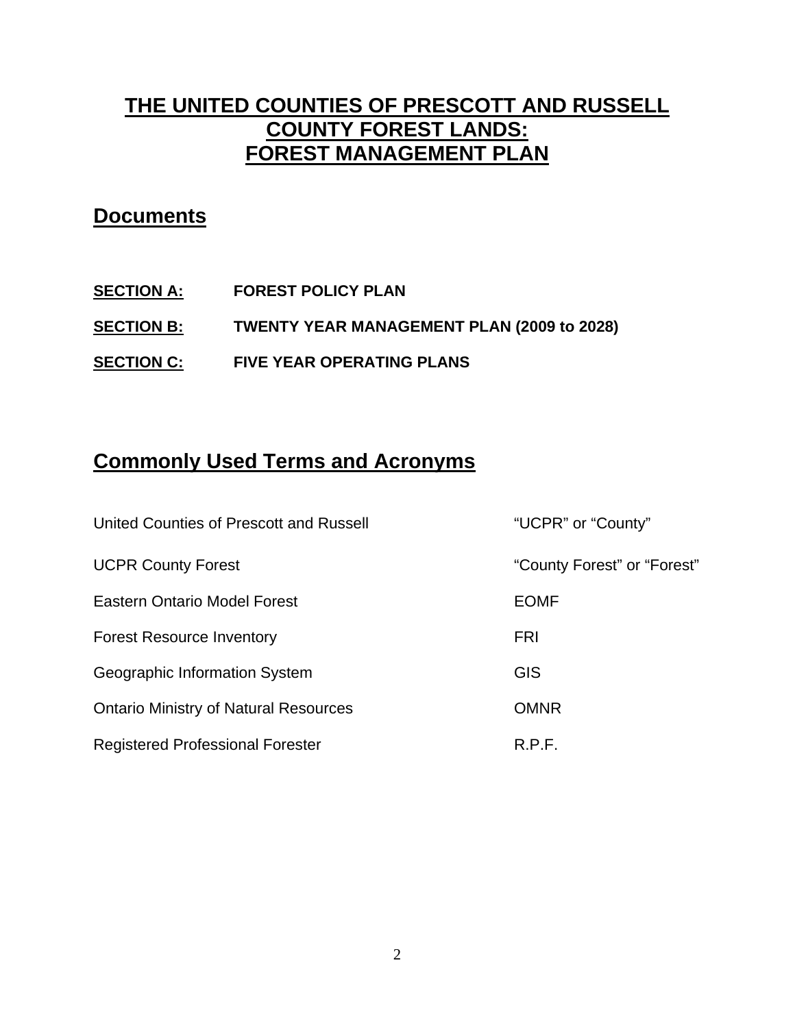# THE UNITED COUNTIES OF PRESCOTT AND RUSSELL COUNTY FOREST LANDS: FOREST MANAGEMENT PLAN

## Documents

**SECTION A:** **FOREST POLICY PLAN**

**SECTION B:** **TWENTY YEAR MANAGEMENT PLAN (2009 to 2028)**

**SECTION C:** **FIVE YEAR OPERATING PLANS**

## Commonly Used Terms and Acronyms

| | |
|---|---|
| United Counties of Prescott and Russell | "UCPR" or "County" |
| UCPR County Forest | "County Forest" or "Forest" |
| Eastern Ontario Model Forest | EOMF |
| Forest Resource Inventory | FRI |
| Geographic Information System | GIS |
| Ontario Ministry of Natural Resources | OMNR |
| Registered Professional Forester | R.P.F. |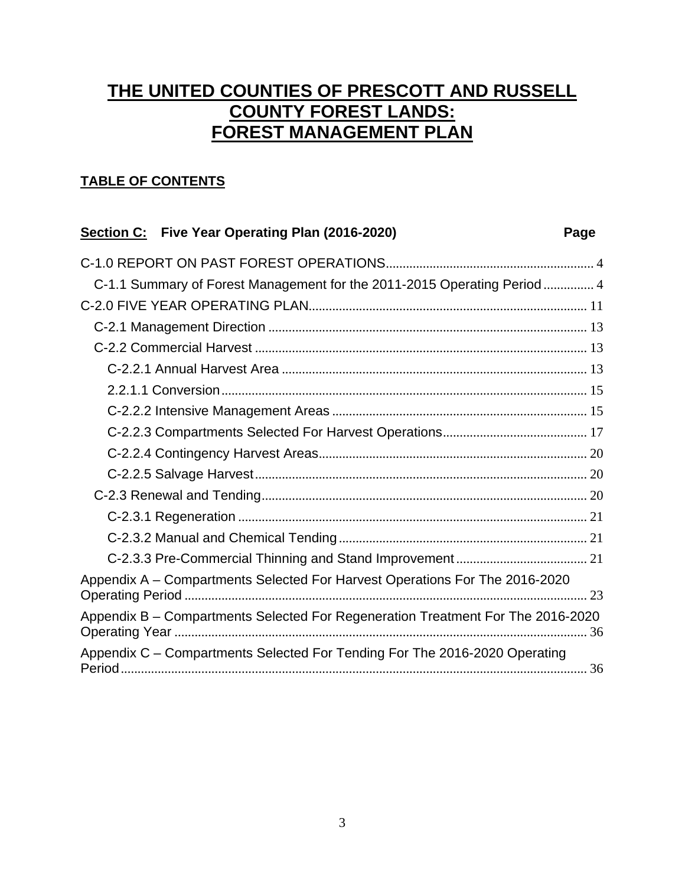# THE UNITED COUNTIES OF PRESCOTT AND RUSSELL COUNTY FOREST LANDS: FOREST MANAGEMENT PLAN

## TABLE OF CONTENTS

| **Section C: Five Year Operating Plan (2016-2020)** | **Page** |
| --- | --- |
| C-1.0 REPORT ON PAST FOREST OPERATIONS | 4 |
| C-1.1 Summary of Forest Management for the 2011-2015 Operating Period | 4 |
| C-2.0 FIVE YEAR OPERATING PLAN | 11 |
| C-2.1 Management Direction | 13 |
| C-2.2 Commercial Harvest | 13 |
| C-2.2.1 Annual Harvest Area | 13 |
| 2.2.1.1 Conversion | 15 |
| C-2.2.2 Intensive Management Areas | 15 |
| C-2.2.3 Compartments Selected For Harvest Operations | 17 |
| C-2.2.4 Contingency Harvest Areas | 20 |
| C-2.2.5 Salvage Harvest | 20 |
| C-2.3 Renewal and Tending | 20 |
| C-2.3.1 Regeneration | 21 |
| C-2.3.2 Manual and Chemical Tending | 21 |
| C-2.3.3 Pre-Commercial Thinning and Stand Improvement | 21 |
| Appendix A – Compartments Selected For Harvest Operations For The 2016-2020 Operating Period | 23 |
| Appendix B – Compartments Selected For Regeneration Treatment For The 2016-2020 Operating Year | 36 |
| Appendix C – Compartments Selected For Tending For The 2016-2020 Operating Period | 36 |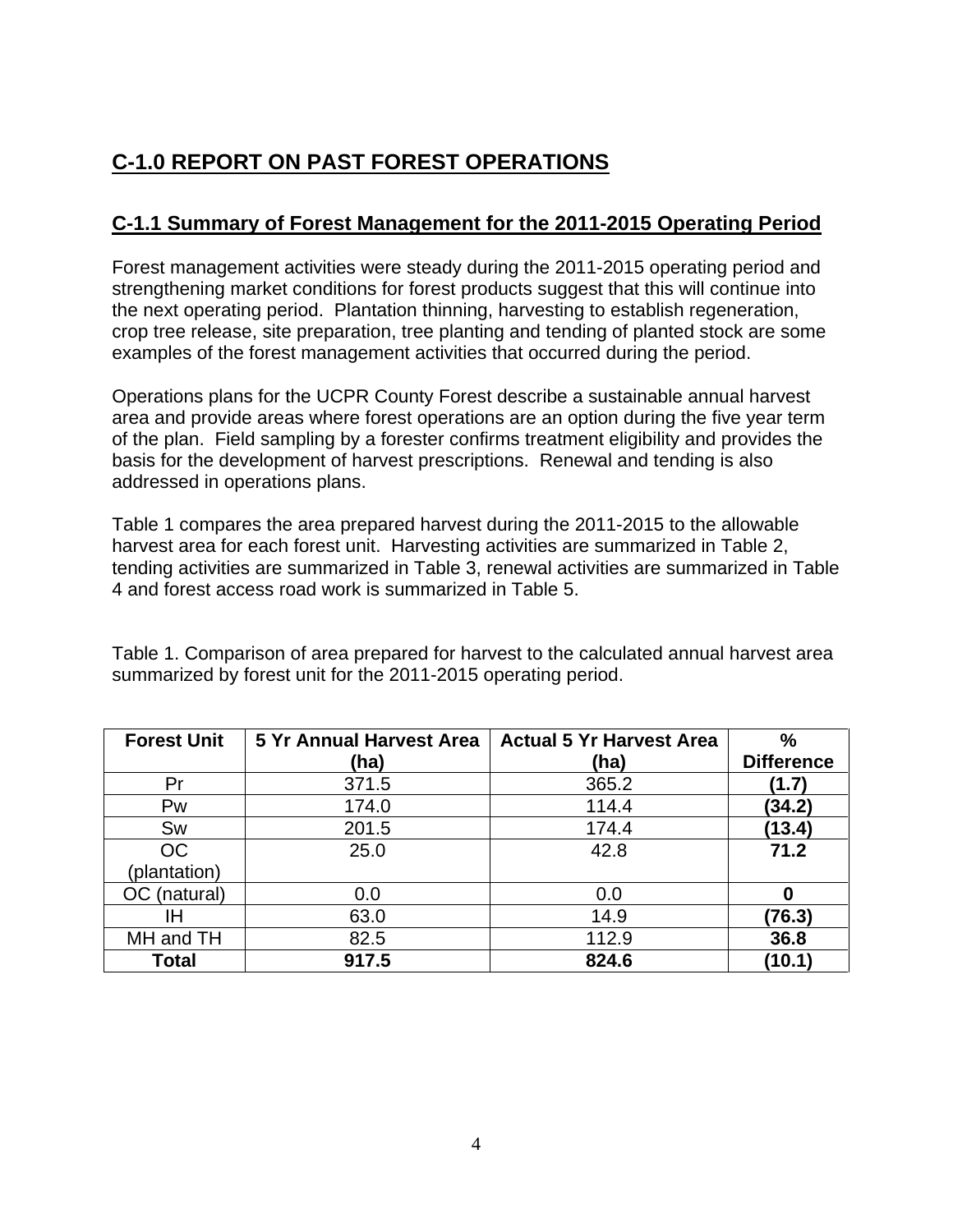# C-1.0 REPORT ON PAST FOREST OPERATIONS

## C-1.1 Summary of Forest Management for the 2011-2015 Operating Period

Forest management activities were steady during the 2011-2015 operating period and strengthening market conditions for forest products suggest that this will continue into the next operating period. Plantation thinning, harvesting to establish regeneration, crop tree release, site preparation, tree planting and tending of planted stock are some examples of the forest management activities that occurred during the period.

Operations plans for the UCPR County Forest describe a sustainable annual harvest area and provide areas where forest operations are an option during the five year term of the plan. Field sampling by a forester confirms treatment eligibility and provides the basis for the development of harvest prescriptions. Renewal and tending is also addressed in operations plans.

Table 1 compares the area prepared harvest during the 2011-2015 to the allowable harvest area for each forest unit. Harvesting activities are summarized in Table 2, tending activities are summarized in Table 3, renewal activities are summarized in Table 4 and forest access road work is summarized in Table 5.

Table 1. Comparison of area prepared for harvest to the calculated annual harvest area summarized by forest unit for the 2011-2015 operating period.

| Forest Unit | 5 Yr Annual Harvest Area (ha) | Actual 5 Yr Harvest Area (ha) | % Difference |
|---|---|---|---|
| Pr | 371.5 | 365.2 | **(1.7)** |
| Pw | 174.0 | 114.4 | **(34.2)** |
| Sw | 201.5 | 174.4 | **(13.4)** |
| OC (plantation) | 25.0 | 42.8 | **71.2** |
| OC (natural) | 0.0 | 0.0 | **0** |
| IH | 63.0 | 14.9 | **(76.3)** |
| MH and TH | 82.5 | 112.9 | **36.8** |
| **Total** | **917.5** | **824.6** | **(10.1)** |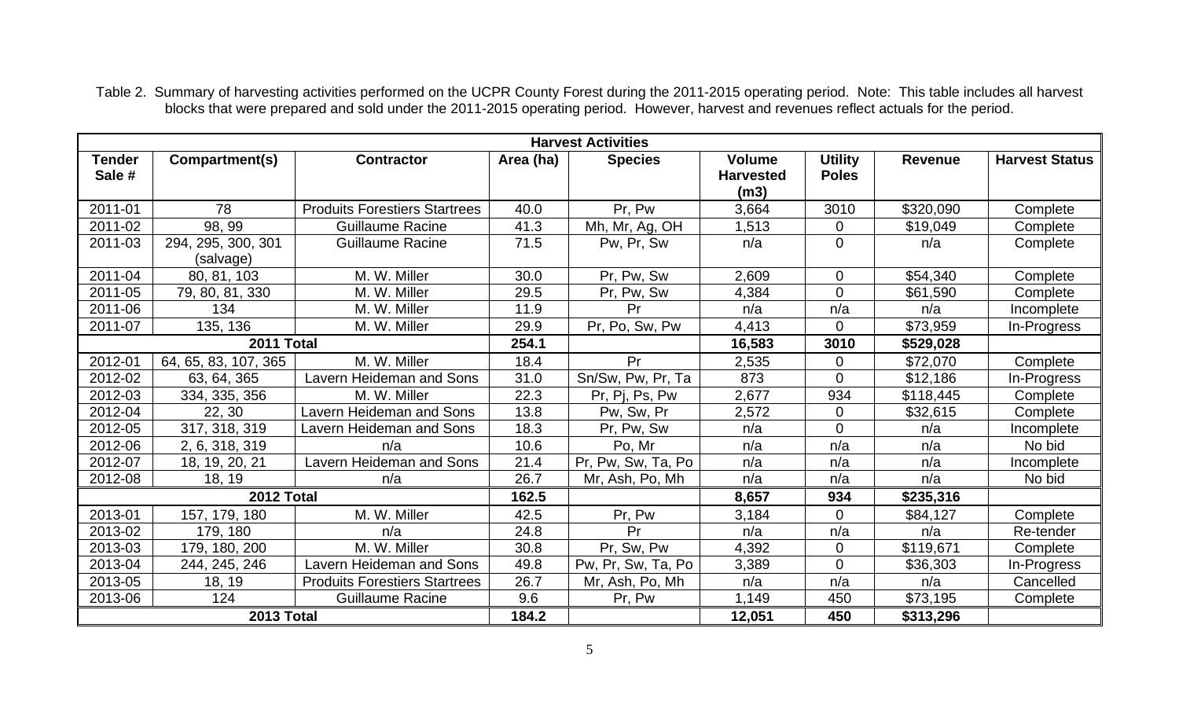Table 2. Summary of harvesting activities performed on the UCPR County Forest during the 2011-2015 operating period. Note: This table includes all harvest blocks that were prepared and sold under the 2011-2015 operating period. However, harvest and revenues reflect actuals for the period.

| **Harvest Activities** | | | | | | | | |
|---|---|---|---|---|---|---|---|---|
| **Tender Sale #** | **Compartment(s)** | **Contractor** | **Area (ha)** | **Species** | **Volume Harvested (m3)** | **Utility Poles** | **Revenue** | **Harvest Status** |
| 2011-01 | 78 | Produits Forestiers Startrees | 40.0 | Pr, Pw | 3,664 | 3010 | $320,090 | Complete |
| 2011-02 | 98, 99 | Guillaume Racine | 41.3 | Mh, Mr, Ag, OH | 1,513 | 0 | $19,049 | Complete |
| 2011-03 | 294, 295, 300, 301 (salvage) | Guillaume Racine | 71.5 | Pw, Pr, Sw | n/a | 0 | n/a | Complete |
| 2011-04 | 80, 81, 103 | M. W. Miller | 30.0 | Pr, Pw, Sw | 2,609 | 0 | $54,340 | Complete |
| 2011-05 | 79, 80, 81, 330 | M. W. Miller | 29.5 | Pr, Pw, Sw | 4,384 | 0 | $61,590 | Complete |
| 2011-06 | 134 | M. W. Miller | 11.9 | Pr | n/a | n/a | n/a | Incomplete |
| 2011-07 | 135, 136 | M. W. Miller | 29.9 | Pr, Po, Sw, Pw | 4,413 | 0 | $73,959 | In-Progress |
| **2011 Total** | | | **254.1** | | **16,583** | **3010** | **$529,028** | |
| 2012-01 | 64, 65, 83, 107, 365 | M. W. Miller | 18.4 | Pr | 2,535 | 0 | $72,070 | Complete |
| 2012-02 | 63, 64, 365 | Lavern Heideman and Sons | 31.0 | Sn/Sw, Pw, Pr, Ta | 873 | 0 | $12,186 | In-Progress |
| 2012-03 | 334, 335, 356 | M. W. Miller | 22.3 | Pr, Pj, Ps, Pw | 2,677 | 934 | $118,445 | Complete |
| 2012-04 | 22, 30 | Lavern Heideman and Sons | 13.8 | Pw, Sw, Pr | 2,572 | 0 | $32,615 | Complete |
| 2012-05 | 317, 318, 319 | Lavern Heideman and Sons | 18.3 | Pr, Pw, Sw | n/a | 0 | n/a | Incomplete |
| 2012-06 | 2, 6, 318, 319 | n/a | 10.6 | Po, Mr | n/a | n/a | n/a | No bid |
| 2012-07 | 18, 19, 20, 21 | Lavern Heideman and Sons | 21.4 | Pr, Pw, Sw, Ta, Po | n/a | n/a | n/a | Incomplete |
| 2012-08 | 18, 19 | n/a | 26.7 | Mr, Ash, Po, Mh | n/a | n/a | n/a | No bid |
| **2012 Total** | | | **162.5** | | **8,657** | **934** | **$235,316** | |
| 2013-01 | 157, 179, 180 | M. W. Miller | 42.5 | Pr, Pw | 3,184 | 0 | $84,127 | Complete |
| 2013-02 | 179, 180 | n/a | 24.8 | Pr | n/a | n/a | n/a | Re-tender |
| 2013-03 | 179, 180, 200 | M. W. Miller | 30.8 | Pr, Sw, Pw | 4,392 | 0 | $119,671 | Complete |
| 2013-04 | 244, 245, 246 | Lavern Heideman and Sons | 49.8 | Pw, Pr, Sw, Ta, Po | 3,389 | 0 | $36,303 | In-Progress |
| 2013-05 | 18, 19 | Produits Forestiers Startrees | 26.7 | Mr, Ash, Po, Mh | n/a | n/a | n/a | Cancelled |
| 2013-06 | 124 | Guillaume Racine | 9.6 | Pr, Pw | 1,149 | 450 | $73,195 | Complete |
| **2013 Total** | | | **184.2** | | **12,051** | **450** | **$313,296** | |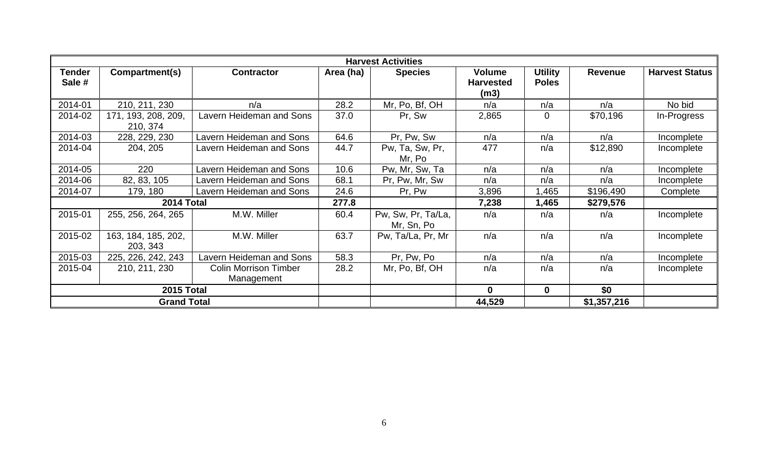| Harvest Activities | | | | | | | | |
|---|---|---|---|---|---|---|---|---|
| **Tender Sale #** | **Compartment(s)** | **Contractor** | **Area (ha)** | **Species** | **Volume Harvested (m3)** | **Utility Poles** | **Revenue** | **Harvest Status** |
| 2014-01 | 210, 211, 230 | n/a | 28.2 | Mr, Po, Bf, OH | n/a | n/a | n/a | No bid |
| 2014-02 | 171, 193, 208, 209, 210, 374 | Lavern Heideman and Sons | 37.0 | Pr, Sw | 2,865 | 0 | $70,196 | In-Progress |
| 2014-03 | 228, 229, 230 | Lavern Heideman and Sons | 64.6 | Pr, Pw, Sw | n/a | n/a | n/a | Incomplete |
| 2014-04 | 204, 205 | Lavern Heideman and Sons | 44.7 | Pw, Ta, Sw, Pr, Mr, Po | 477 | n/a | $12,890 | Incomplete |
| 2014-05 | 220 | Lavern Heideman and Sons | 10.6 | Pw, Mr, Sw, Ta | n/a | n/a | n/a | Incomplete |
| 2014-06 | 82, 83, 105 | Lavern Heideman and Sons | 68.1 | Pr, Pw, Mr, Sw | n/a | n/a | n/a | Incomplete |
| 2014-07 | 179, 180 | Lavern Heideman and Sons | 24.6 | Pr, Pw | 3,896 | 1,465 | $196,490 | Complete |
| **2014 Total** | | | **277.8** | | **7,238** | **1,465** | **$279,576** | |
| 2015-01 | 255, 256, 264, 265 | M.W. Miller | 60.4 | Pw, Sw, Pr, Ta/La, Mr, Sn, Po | n/a | n/a | n/a | Incomplete |
| 2015-02 | 163, 184, 185, 202, 203, 343 | M.W. Miller | 63.7 | Pw, Ta/La, Pr, Mr | n/a | n/a | n/a | Incomplete |
| 2015-03 | 225, 226, 242, 243 | Lavern Heideman and Sons | 58.3 | Pr, Pw, Po | n/a | n/a | n/a | Incomplete |
| 2015-04 | 210, 211, 230 | Colin Morrison Timber Management | 28.2 | Mr, Po, Bf, OH | n/a | n/a | n/a | Incomplete |
| **2015 Total** | | | | | **0** | **0** | **$0** | |
| **Grand Total** | | | | | **44,529** | | **$1,357,216** | |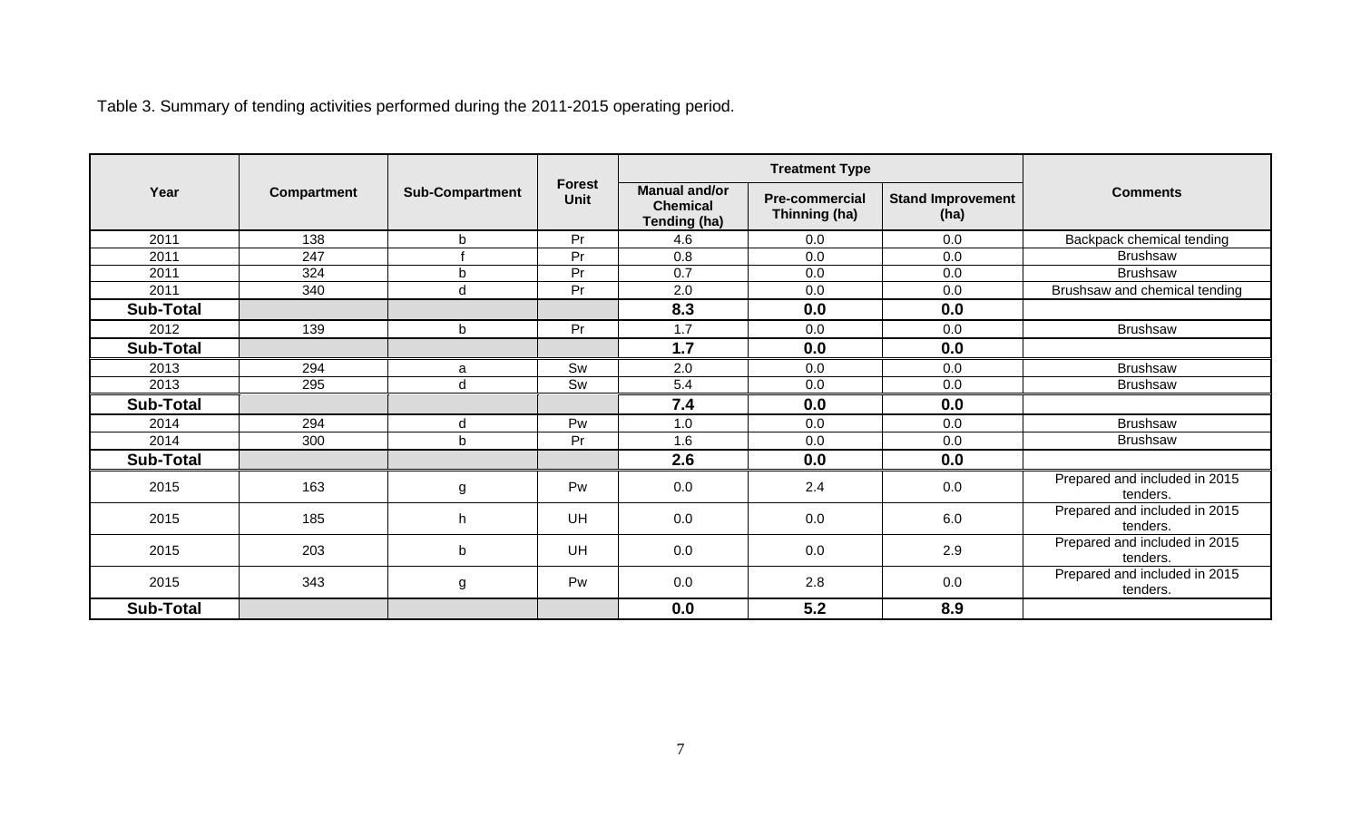Table 3. Summary of tending activities performed during the 2011-2015 operating period.

| Year | Compartment | Sub-Compartment | Forest Unit | Treatment Type | | | Comments |
|---|---|---|---|---|---|---|---|
| | | | | Manual and/or Chemical Tending (ha) | Pre-commercial Thinning (ha) | Stand Improvement (ha) | |
| 2011 | 138 | b | Pr | 4.6 | 0.0 | 0.0 | Backpack chemical tending |
| 2011 | 247 | f | Pr | 0.8 | 0.0 | 0.0 | Brushsaw |
| 2011 | 324 | b | Pr | 0.7 | 0.0 | 0.0 | Brushsaw |
| 2011 | 340 | d | Pr | 2.0 | 0.0 | 0.0 | Brushsaw and chemical tending |
| **Sub-Total** | | | | **8.3** | **0.0** | **0.0** | |
| 2012 | 139 | b | Pr | 1.7 | 0.0 | 0.0 | Brushsaw |
| **Sub-Total** | | | | **1.7** | **0.0** | **0.0** | |
| 2013 | 294 | a | Sw | 2.0 | 0.0 | 0.0 | Brushsaw |
| 2013 | 295 | d | Sw | 5.4 | 0.0 | 0.0 | Brushsaw |
| **Sub-Total** | | | | **7.4** | **0.0** | **0.0** | |
| 2014 | 294 | d | Pw | 1.0 | 0.0 | 0.0 | Brushsaw |
| 2014 | 300 | b | Pr | 1.6 | 0.0 | 0.0 | Brushsaw |
| **Sub-Total** | | | | **2.6** | **0.0** | **0.0** | |
| 2015 | 163 | g | Pw | 0.0 | 2.4 | 0.0 | Prepared and included in 2015 tenders. |
| 2015 | 185 | h | UH | 0.0 | 0.0 | 6.0 | Prepared and included in 2015 tenders. |
| 2015 | 203 | b | UH | 0.0 | 0.0 | 2.9 | Prepared and included in 2015 tenders. |
| 2015 | 343 | g | Pw | 0.0 | 2.8 | 0.0 | Prepared and included in 2015 tenders. |
| **Sub-Total** | | | | **0.0** | **5.2** | **8.9** | |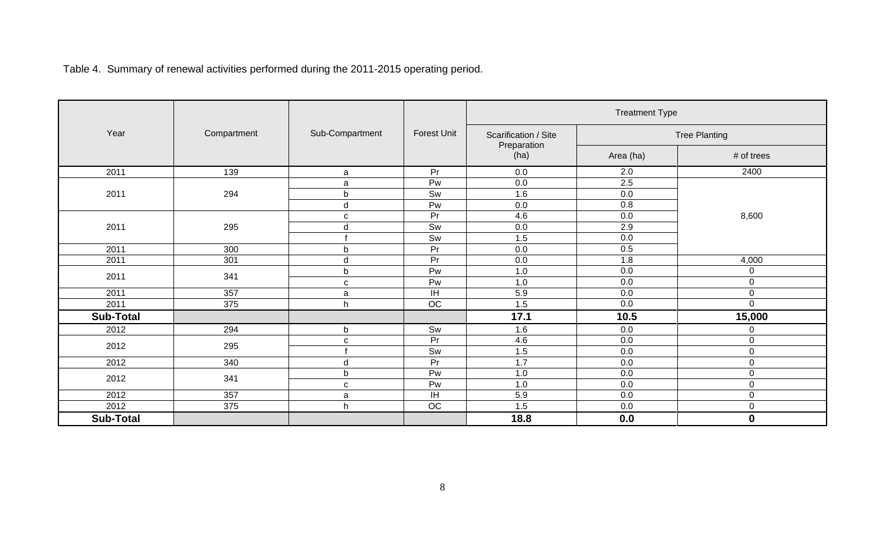Table 4. Summary of renewal activities performed during the 2011-2015 operating period.

| Year | Compartment | Sub-Compartment | Forest Unit | Treatment Type | | |
|---|---|---|---|---|---|---|
| | | | | Scarification / Site Preparation (ha) | Tree Planting | |
| | | | | | Area (ha) | # of trees |
| 2011 | 139 | a | Pr | 0.0 | 2.0 | 2400 |
| 2011 | 294 | a | Pw | 0.0 | 2.5 | 8,600 |
| | | b | Sw | 1.6 | 0.0 | |
| | | d | Pw | 0.0 | 0.8 | |
| 2011 | 295 | c | Pr | 4.6 | 0.0 | |
| | | d | Sw | 0.0 | 2.9 | |
| | | f | Sw | 1.5 | 0.0 | |
| 2011 | 300 | b | Pr | 0.0 | 0.5 | |
| 2011 | 301 | d | Pr | 0.0 | 1.8 | 4,000 |
| 2011 | 341 | b | Pw | 1.0 | 0.0 | 0 |
| | | c | Pw | 1.0 | 0.0 | 0 |
| 2011 | 357 | a | IH | 5.9 | 0.0 | 0 |
| 2011 | 375 | h | OC | 1.5 | 0.0 | 0 |
| **Sub-Total** | | | | **17.1** | **10.5** | **15,000** |
| 2012 | 294 | b | Sw | 1.6 | 0.0 | 0 |
| 2012 | 295 | c | Pr | 4.6 | 0.0 | 0 |
| | | f | Sw | 1.5 | 0.0 | 0 |
| 2012 | 340 | d | Pr | 1.7 | 0.0 | 0 |
| 2012 | 341 | b | Pw | 1.0 | 0.0 | 0 |
| | | c | Pw | 1.0 | 0.0 | 0 |
| 2012 | 357 | a | IH | 5.9 | 0.0 | 0 |
| 2012 | 375 | h | OC | 1.5 | 0.0 | 0 |
| **Sub-Total** | | | | **18.8** | **0.0** | **0** |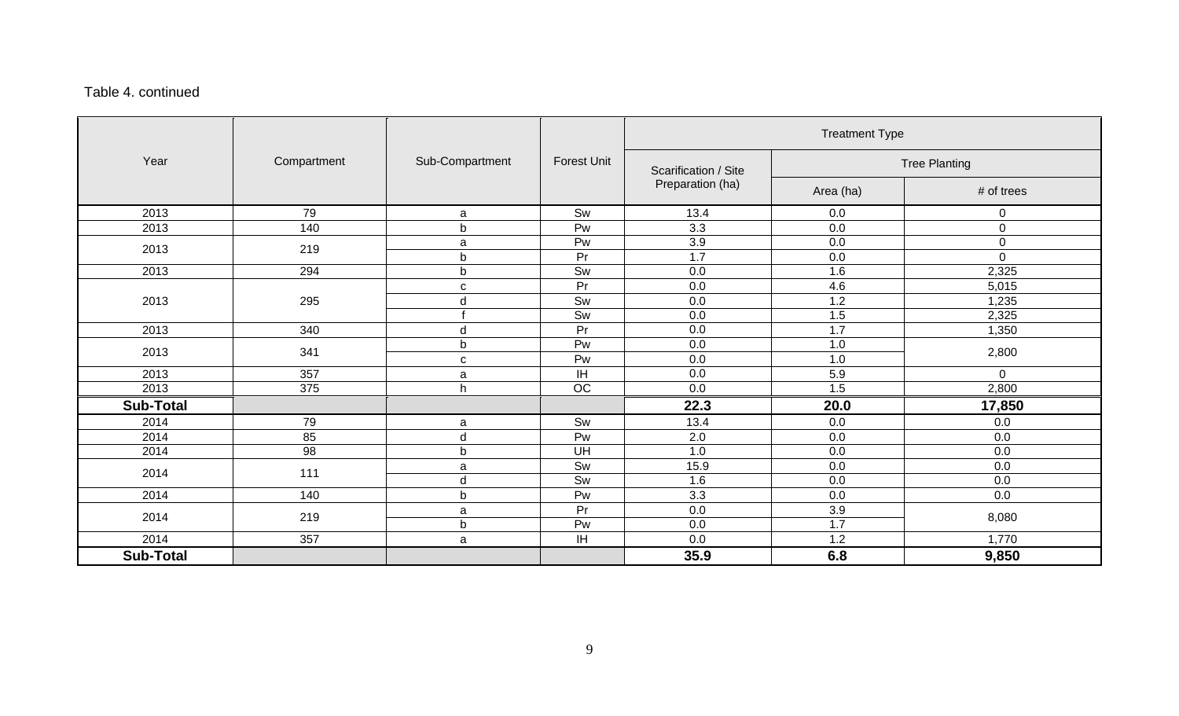Table 4. continued

| Year | Compartment | Sub-Compartment | Forest Unit | Treatment Type | | |
|---|---|---|---|---|---|---|
| | | | | Scarification / Site Preparation (ha) | Tree Planting | |
| | | | | | Area (ha) | # of trees |
| 2013 | 79 | a | Sw | 13.4 | 0.0 | 0 |
| 2013 | 140 | b | Pw | 3.3 | 0.0 | 0 |
| 2013 | 219 | a | Pw | 3.9 | 0.0 | 0 |
| | | b | Pr | 1.7 | 0.0 | 0 |
| 2013 | 294 | b | Sw | 0.0 | 1.6 | 2,325 |
| 2013 | 295 | c | Pr | 0.0 | 4.6 | 5,015 |
| | | d | Sw | 0.0 | 1.2 | 1,235 |
| | | f | Sw | 0.0 | 1.5 | 2,325 |
| 2013 | 340 | d | Pr | 0.0 | 1.7 | 1,350 |
| 2013 | 341 | b | Pw | 0.0 | 1.0 | 2,800 |
| | | c | Pw | 0.0 | 1.0 | |
| 2013 | 357 | a | IH | 0.0 | 5.9 | 0 |
| 2013 | 375 | h | OC | 0.0 | 1.5 | 2,800 |
| **Sub-Total** | | | | **22.3** | **20.0** | **17,850** |
| 2014 | 79 | a | Sw | 13.4 | 0.0 | 0.0 |
| 2014 | 85 | d | Pw | 2.0 | 0.0 | 0.0 |
| 2014 | 98 | b | UH | 1.0 | 0.0 | 0.0 |
| 2014 | 111 | a | Sw | 15.9 | 0.0 | 0.0 |
| | | d | Sw | 1.6 | 0.0 | 0.0 |
| 2014 | 140 | b | Pw | 3.3 | 0.0 | 0.0 |
| 2014 | 219 | a | Pr | 0.0 | 3.9 | 8,080 |
| | | b | Pw | 0.0 | 1.7 | |
| 2014 | 357 | a | IH | 0.0 | 1.2 | 1,770 |
| **Sub-Total** | | | | **35.9** | **6.8** | **9,850** |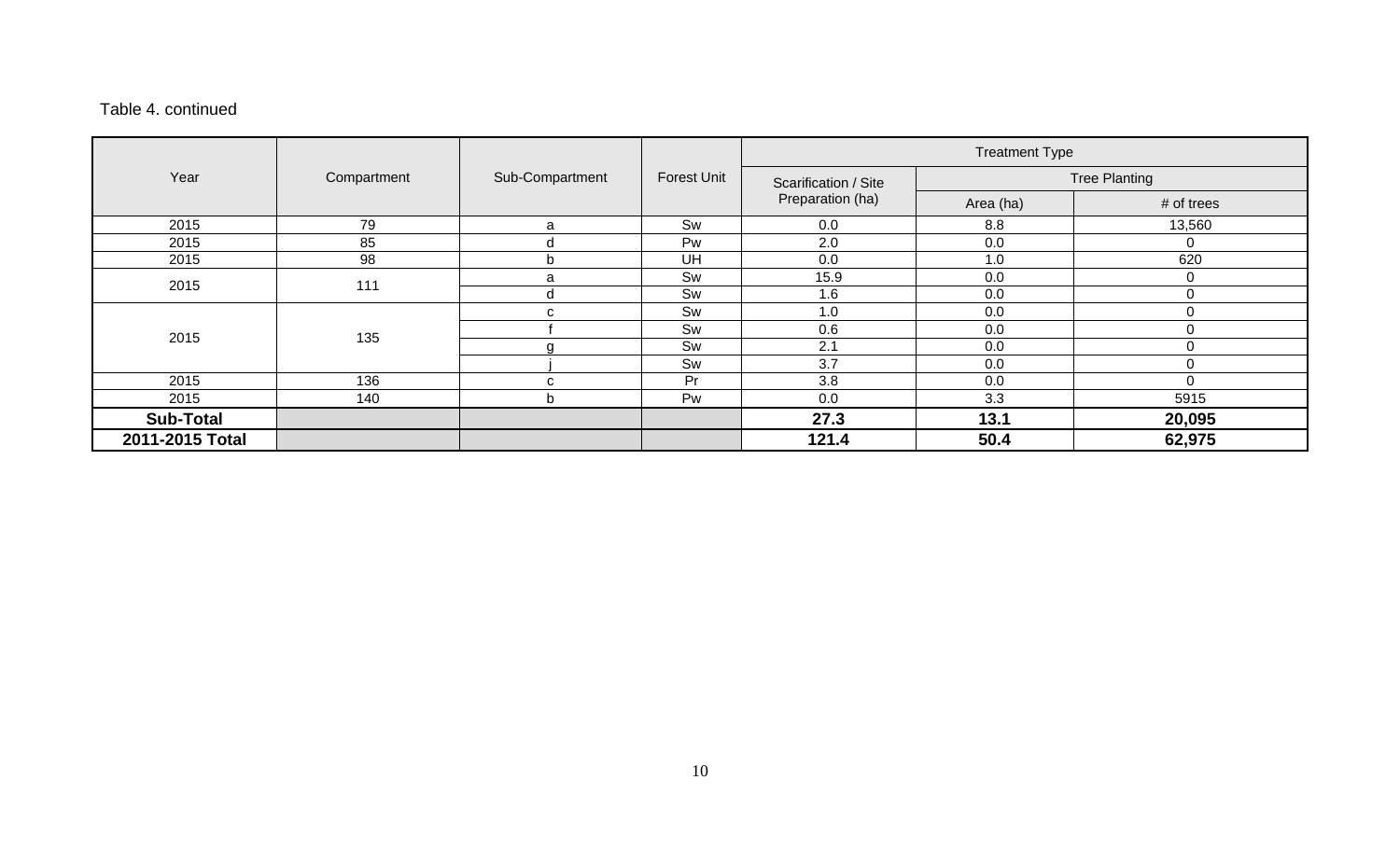Table 4. continued

| Year | Compartment | Sub-Compartment | Forest Unit | Treatment Type | | |
|---|---|---|---|---|---|---|
| | | | | Scarification / Site Preparation (ha) | Tree Planting | |
| | | | | | Area (ha) | # of trees |
| 2015 | 79 | a | Sw | 0.0 | 8.8 | 13,560 |
| 2015 | 85 | d | Pw | 2.0 | 0.0 | 0 |
| 2015 | 98 | b | UH | 0.0 | 1.0 | 620 |
| 2015 | 111 | a | Sw | 15.9 | 0.0 | 0 |
| | | d | Sw | 1.6 | 0.0 | 0 |
| 2015 | 135 | c | Sw | 1.0 | 0.0 | 0 |
| | | f | Sw | 0.6 | 0.0 | 0 |
| | | g | Sw | 2.1 | 0.0 | 0 |
| | | j | Sw | 3.7 | 0.0 | 0 |
| 2015 | 136 | c | Pr | 3.8 | 0.0 | 0 |
| 2015 | 140 | b | Pw | 0.0 | 3.3 | 5915 |
| **Sub-Total** | | | | **27.3** | **13.1** | **20,095** |
| **2011-2015 Total** | | | | **121.4** | **50.4** | **62,975** |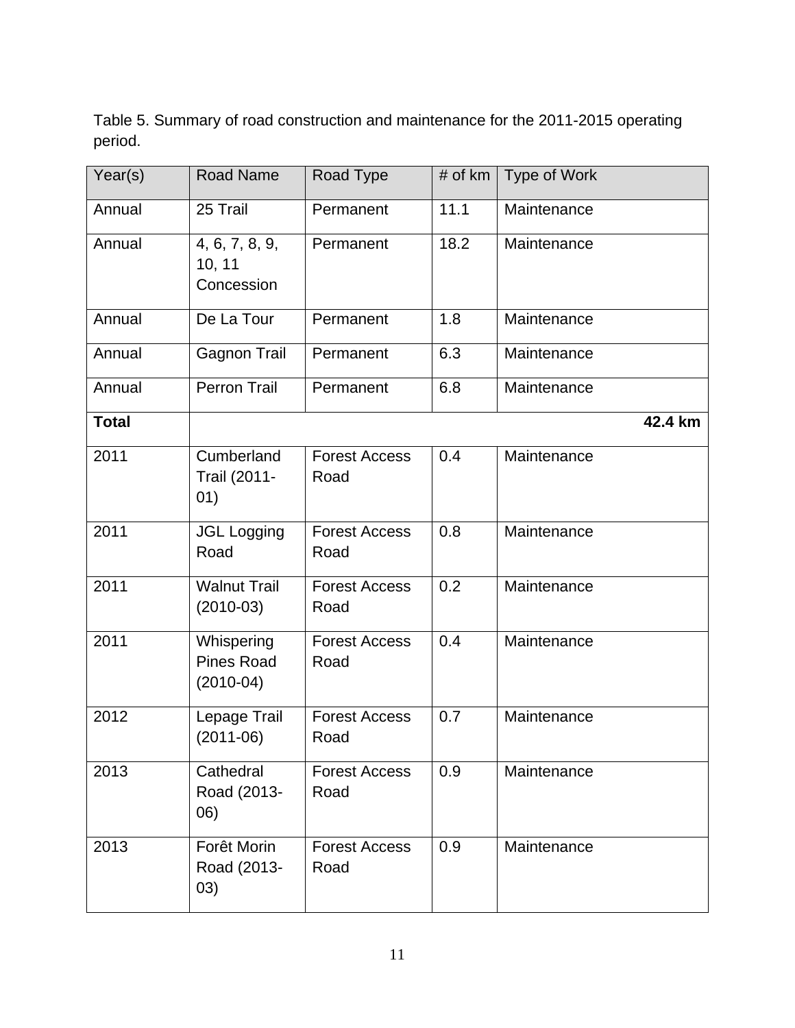Table 5. Summary of road construction and maintenance for the 2011-2015 operating period.

| Year(s) | Road Name | Road Type | # of km | Type of Work |
|---|---|---|---|---|
| Annual | 25 Trail | Permanent | 11.1 | Maintenance |
| Annual | 4, 6, 7, 8, 9, 10, 11 Concession | Permanent | 18.2 | Maintenance |
| Annual | De La Tour | Permanent | 1.8 | Maintenance |
| Annual | Gagnon Trail | Permanent | 6.3 | Maintenance |
| Annual | Perron Trail | Permanent | 6.8 | Maintenance |
| **Total** | | | | **42.4 km** |
| 2011 | Cumberland Trail (2011-01) | Forest Access Road | 0.4 | Maintenance |
| 2011 | JGL Logging Road | Forest Access Road | 0.8 | Maintenance |
| 2011 | Walnut Trail (2010-03) | Forest Access Road | 0.2 | Maintenance |
| 2011 | Whispering Pines Road (2010-04) | Forest Access Road | 0.4 | Maintenance |
| 2012 | Lepage Trail (2011-06) | Forest Access Road | 0.7 | Maintenance |
| 2013 | Cathedral Road (2013-06) | Forest Access Road | 0.9 | Maintenance |
| 2013 | Forêt Morin Road (2013-03) | Forest Access Road | 0.9 | Maintenance |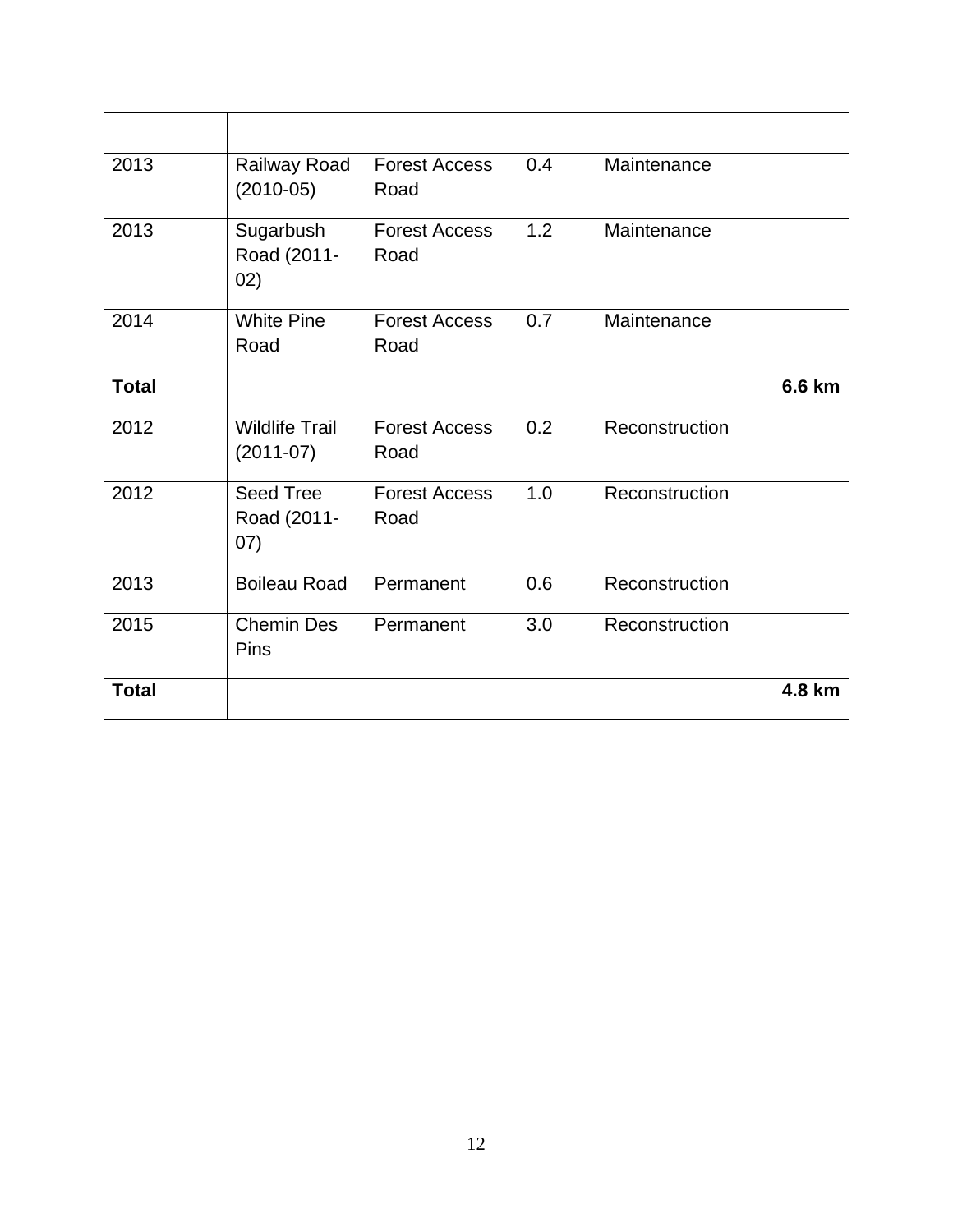| | | | | |
|---|---|---|---|---|
| 2013 | Railway Road (2010-05) | Forest Access Road | 0.4 | Maintenance |
| 2013 | Sugarbush Road (2011-02) | Forest Access Road | 1.2 | Maintenance |
| 2014 | White Pine Road | Forest Access Road | 0.7 | Maintenance |
| **Total** | | | | **6.6 km** |
| 2012 | Wildlife Trail (2011-07) | Forest Access Road | 0.2 | Reconstruction |
| 2012 | Seed Tree Road (2011-07) | Forest Access Road | 1.0 | Reconstruction |
| 2013 | Boileau Road | Permanent | 0.6 | Reconstruction |
| 2015 | Chemin Des Pins | Permanent | 3.0 | Reconstruction |
| **Total** | | | | **4.8 km** |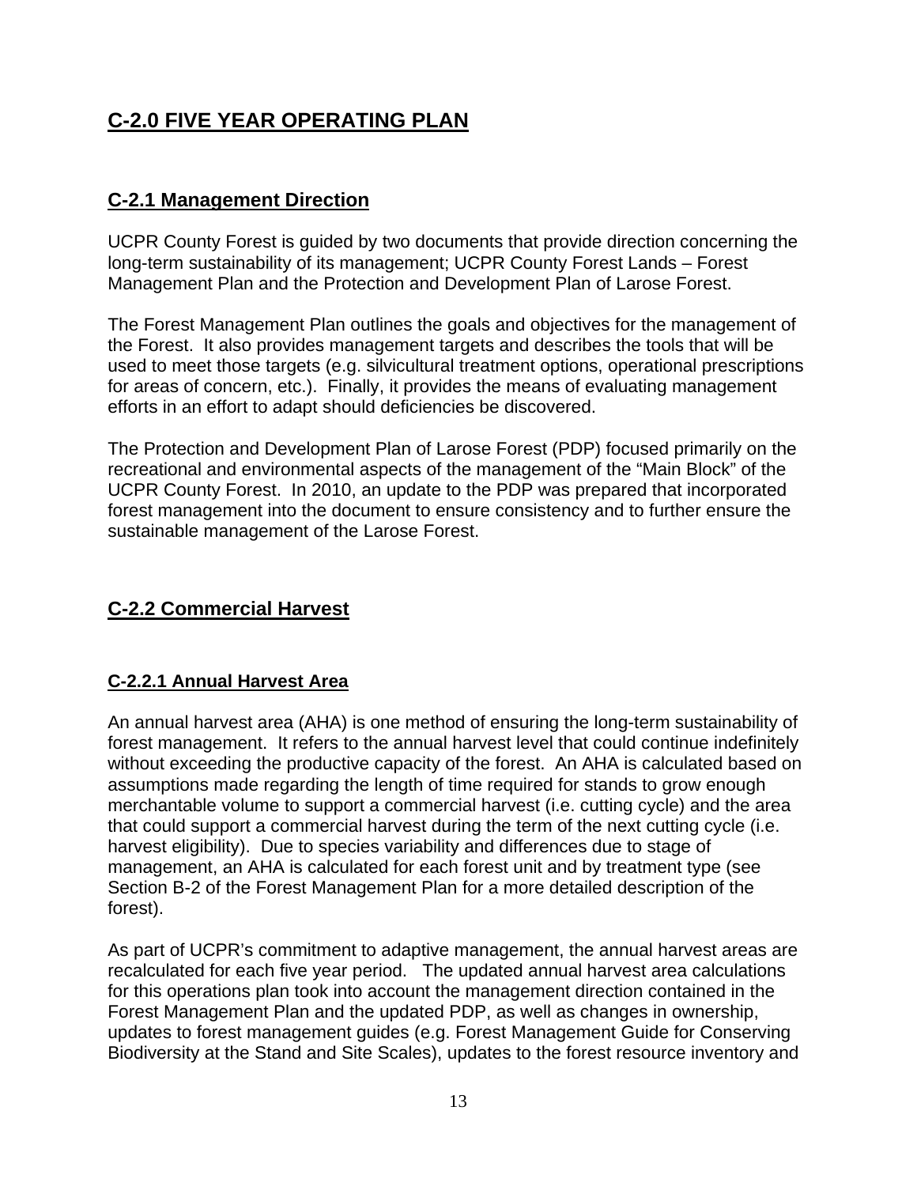# C-2.0 FIVE YEAR OPERATING PLAN

## C-2.1 Management Direction

UCPR County Forest is guided by two documents that provide direction concerning the long-term sustainability of its management; UCPR County Forest Lands – Forest Management Plan and the Protection and Development Plan of Larose Forest.

The Forest Management Plan outlines the goals and objectives for the management of the Forest. It also provides management targets and describes the tools that will be used to meet those targets (e.g. silvicultural treatment options, operational prescriptions for areas of concern, etc.). Finally, it provides the means of evaluating management efforts in an effort to adapt should deficiencies be discovered.

The Protection and Development Plan of Larose Forest (PDP) focused primarily on the recreational and environmental aspects of the management of the "Main Block" of the UCPR County Forest. In 2010, an update to the PDP was prepared that incorporated forest management into the document to ensure consistency and to further ensure the sustainable management of the Larose Forest.

## C-2.2 Commercial Harvest

### C-2.2.1 Annual Harvest Area

An annual harvest area (AHA) is one method of ensuring the long-term sustainability of forest management. It refers to the annual harvest level that could continue indefinitely without exceeding the productive capacity of the forest. An AHA is calculated based on assumptions made regarding the length of time required for stands to grow enough merchantable volume to support a commercial harvest (i.e. cutting cycle) and the area that could support a commercial harvest during the term of the next cutting cycle (i.e. harvest eligibility). Due to species variability and differences due to stage of management, an AHA is calculated for each forest unit and by treatment type (see Section B-2 of the Forest Management Plan for a more detailed description of the forest).

As part of UCPR's commitment to adaptive management, the annual harvest areas are recalculated for each five year period. The updated annual harvest area calculations for this operations plan took into account the management direction contained in the Forest Management Plan and the updated PDP, as well as changes in ownership, updates to forest management guides (e.g. Forest Management Guide for Conserving Biodiversity at the Stand and Site Scales), updates to the forest resource inventory and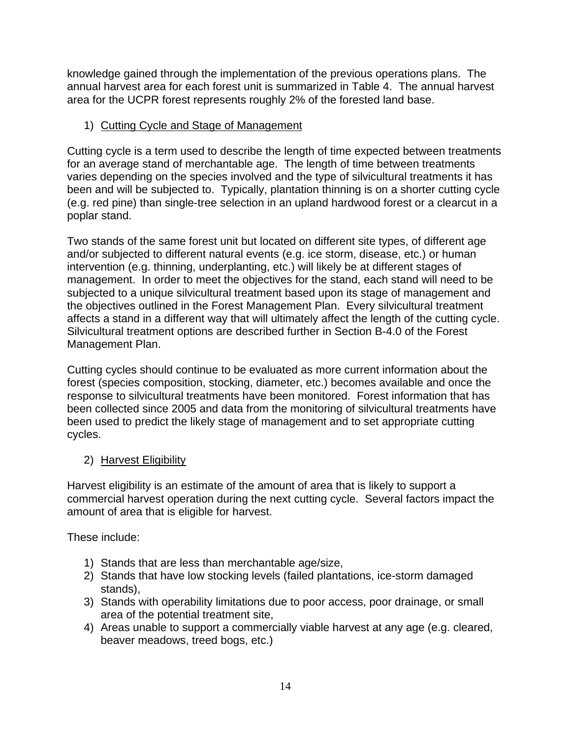knowledge gained through the implementation of the previous operations plans. The annual harvest area for each forest unit is summarized in Table 4. The annual harvest area for the UCPR forest represents roughly 2% of the forested land base.

1) Cutting Cycle and Stage of Management

Cutting cycle is a term used to describe the length of time expected between treatments for an average stand of merchantable age. The length of time between treatments varies depending on the species involved and the type of silvicultural treatments it has been and will be subjected to. Typically, plantation thinning is on a shorter cutting cycle (e.g. red pine) than single-tree selection in an upland hardwood forest or a clearcut in a poplar stand.

Two stands of the same forest unit but located on different site types, of different age and/or subjected to different natural events (e.g. ice storm, disease, etc.) or human intervention (e.g. thinning, underplanting, etc.) will likely be at different stages of management. In order to meet the objectives for the stand, each stand will need to be subjected to a unique silvicultural treatment based upon its stage of management and the objectives outlined in the Forest Management Plan. Every silvicultural treatment affects a stand in a different way that will ultimately affect the length of the cutting cycle. Silvicultural treatment options are described further in Section B-4.0 of the Forest Management Plan.

Cutting cycles should continue to be evaluated as more current information about the forest (species composition, stocking, diameter, etc.) becomes available and once the response to silvicultural treatments have been monitored. Forest information that has been collected since 2005 and data from the monitoring of silvicultural treatments have been used to predict the likely stage of management and to set appropriate cutting cycles.

2) Harvest Eligibility

Harvest eligibility is an estimate of the amount of area that is likely to support a commercial harvest operation during the next cutting cycle. Several factors impact the amount of area that is eligible for harvest.

These include:

1) Stands that are less than merchantable age/size,
2) Stands that have low stocking levels (failed plantations, ice-storm damaged stands),
3) Stands with operability limitations due to poor access, poor drainage, or small area of the potential treatment site,
4) Areas unable to support a commercially viable harvest at any age (e.g. cleared, beaver meadows, treed bogs, etc.)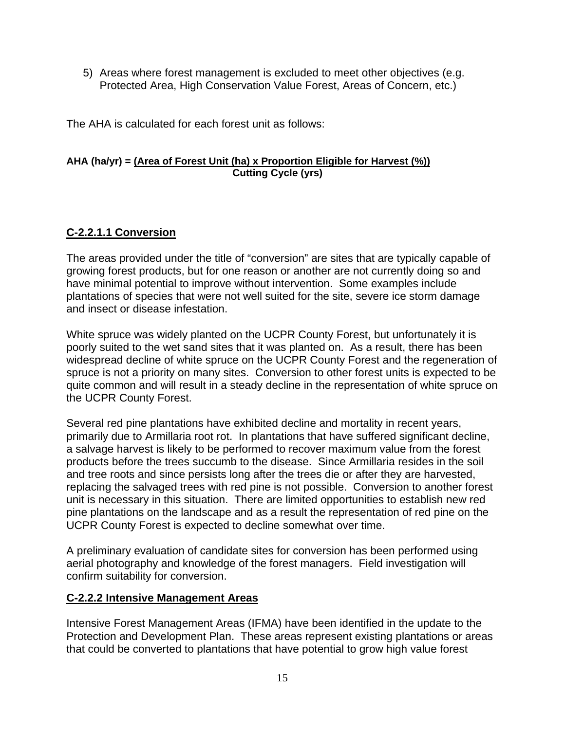5) Areas where forest management is excluded to meet other objectives (e.g. Protected Area, High Conservation Value Forest, Areas of Concern, etc.)

The AHA is calculated for each forest unit as follows:

$$\textbf{AHA (ha/yr)} = \frac{\textbf{(Area of Forest Unit (ha) x Proportion Eligible for Harvest (\%))}}{\textbf{Cutting Cycle (yrs)}}$$

### C-2.2.1.1 Conversion

The areas provided under the title of "conversion" are sites that are typically capable of growing forest products, but for one reason or another are not currently doing so and have minimal potential to improve without intervention. Some examples include plantations of species that were not well suited for the site, severe ice storm damage and insect or disease infestation.

White spruce was widely planted on the UCPR County Forest, but unfortunately it is poorly suited to the wet sand sites that it was planted on. As a result, there has been widespread decline of white spruce on the UCPR County Forest and the regeneration of spruce is not a priority on many sites. Conversion to other forest units is expected to be quite common and will result in a steady decline in the representation of white spruce on the UCPR County Forest.

Several red pine plantations have exhibited decline and mortality in recent years, primarily due to Armillaria root rot. In plantations that have suffered significant decline, a salvage harvest is likely to be performed to recover maximum value from the forest products before the trees succumb to the disease. Since Armillaria resides in the soil and tree roots and since persists long after the trees die or after they are harvested, replacing the salvaged trees with red pine is not possible. Conversion to another forest unit is necessary in this situation. There are limited opportunities to establish new red pine plantations on the landscape and as a result the representation of red pine on the UCPR County Forest is expected to decline somewhat over time.

A preliminary evaluation of candidate sites for conversion has been performed using aerial photography and knowledge of the forest managers. Field investigation will confirm suitability for conversion.

### C-2.2.2 Intensive Management Areas

Intensive Forest Management Areas (IFMA) have been identified in the update to the Protection and Development Plan. These areas represent existing plantations or areas that could be converted to plantations that have potential to grow high value forest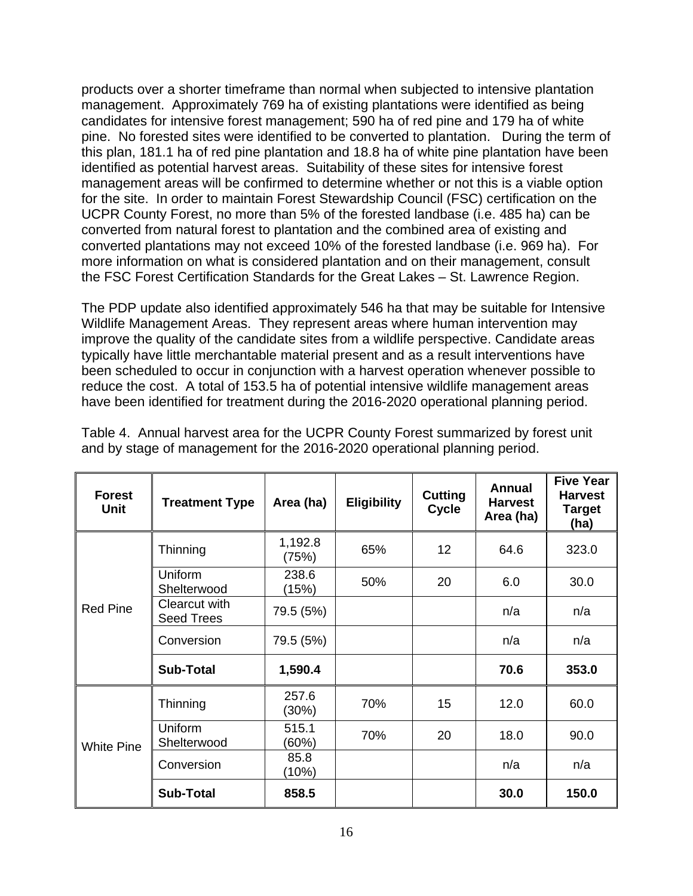products over a shorter timeframe than normal when subjected to intensive plantation management. Approximately 769 ha of existing plantations were identified as being candidates for intensive forest management; 590 ha of red pine and 179 ha of white pine. No forested sites were identified to be converted to plantation. During the term of this plan, 181.1 ha of red pine plantation and 18.8 ha of white pine plantation have been identified as potential harvest areas. Suitability of these sites for intensive forest management areas will be confirmed to determine whether or not this is a viable option for the site. In order to maintain Forest Stewardship Council (FSC) certification on the UCPR County Forest, no more than 5% of the forested landbase (i.e. 485 ha) can be converted from natural forest to plantation and the combined area of existing and converted plantations may not exceed 10% of the forested landbase (i.e. 969 ha). For more information on what is considered plantation and on their management, consult the FSC Forest Certification Standards for the Great Lakes – St. Lawrence Region.

The PDP update also identified approximately 546 ha that may be suitable for Intensive Wildlife Management Areas. They represent areas where human intervention may improve the quality of the candidate sites from a wildlife perspective. Candidate areas typically have little merchantable material present and as a result interventions have been scheduled to occur in conjunction with a harvest operation whenever possible to reduce the cost. A total of 153.5 ha of potential intensive wildlife management areas have been identified for treatment during the 2016-2020 operational planning period.

Table 4. Annual harvest area for the UCPR County Forest summarized by forest unit and by stage of management for the 2016-2020 operational planning period.

| Forest Unit | Treatment Type | Area (ha) | Eligibility | Cutting Cycle | Annual Harvest Area (ha) | Five Year Harvest Target (ha) |
|---|---|---|---|---|---|---|
| Red Pine | Thinning | 1,192.8 (75%) | 65% | 12 | 64.6 | 323.0 |
| | Uniform Shelterwood | 238.6 (15%) | 50% | 20 | 6.0 | 30.0 |
| | Clearcut with Seed Trees | 79.5 (5%) | | | n/a | n/a |
| | Conversion | 79.5 (5%) | | | n/a | n/a |
| | **Sub-Total** | **1,590.4** | | | **70.6** | **353.0** |
| White Pine | Thinning | 257.6 (30%) | 70% | 15 | 12.0 | 60.0 |
| | Uniform Shelterwood | 515.1 (60%) | 70% | 20 | 18.0 | 90.0 |
| | Conversion | 85.8 (10%) | | | n/a | n/a |
| | **Sub-Total** | **858.5** | | | **30.0** | **150.0** |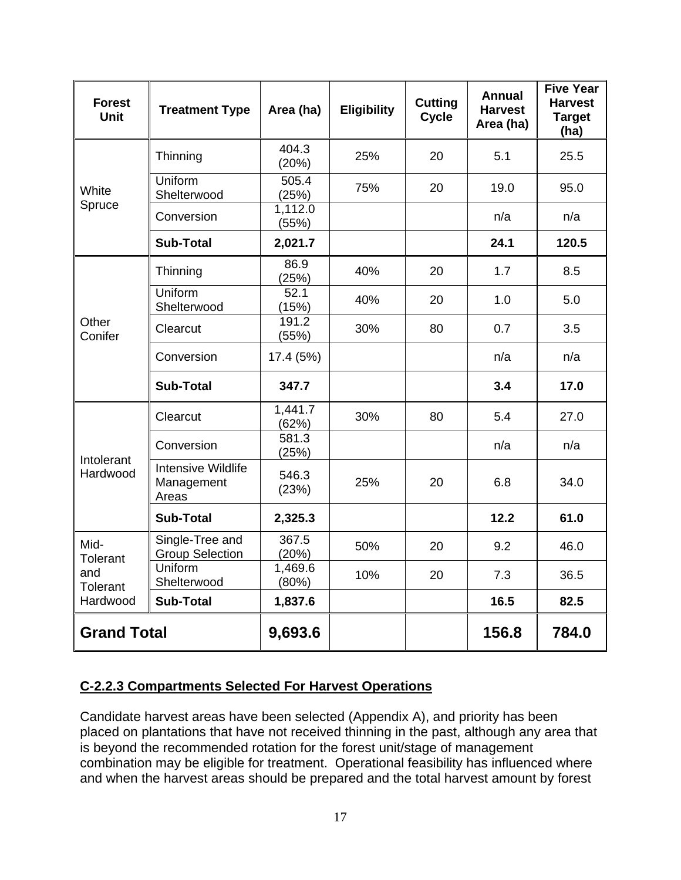| Forest Unit | Treatment Type | Area (ha) | Eligibility | Cutting Cycle | Annual Harvest Area (ha) | Five Year Harvest Target (ha) |
|---|---|---|---|---|---|---|
| White Spruce | Thinning | 404.3 (20%) | 25% | 20 | 5.1 | 25.5 |
| | Uniform Shelterwood | 505.4 (25%) | 75% | 20 | 19.0 | 95.0 |
| | Conversion | 1,112.0 (55%) | | | n/a | n/a |
| | **Sub-Total** | **2,021.7** | | | **24.1** | **120.5** |
| Other Conifer | Thinning | 86.9 (25%) | 40% | 20 | 1.7 | 8.5 |
| | Uniform Shelterwood | 52.1 (15%) | 40% | 20 | 1.0 | 5.0 |
| | Clearcut | 191.2 (55%) | 30% | 80 | 0.7 | 3.5 |
| | Conversion | 17.4 (5%) | | | n/a | n/a |
| | **Sub-Total** | **347.7** | | | **3.4** | **17.0** |
| Intolerant Hardwood | Clearcut | 1,441.7 (62%) | 30% | 80 | 5.4 | 27.0 |
| | Conversion | 581.3 (25%) | | | n/a | n/a |
| | Intensive Wildlife Management Areas | 546.3 (23%) | 25% | 20 | 6.8 | 34.0 |
| | **Sub-Total** | **2,325.3** | | | **12.2** | **61.0** |
| Mid-Tolerant and Tolerant Hardwood | Single-Tree and Group Selection | 367.5 (20%) | 50% | 20 | 9.2 | 46.0 |
| | Uniform Shelterwood | 1,469.6 (80%) | 10% | 20 | 7.3 | 36.5 |
| | **Sub-Total** | **1,837.6** | | | **16.5** | **82.5** |
| **Grand Total** | | **9,693.6** | | | **156.8** | **784.0** |

**C-2.2.3 Compartments Selected For Harvest Operations**

Candidate harvest areas have been selected (Appendix A), and priority has been placed on plantations that have not received thinning in the past, although any area that is beyond the recommended rotation for the forest unit/stage of management combination may be eligible for treatment. Operational feasibility has influenced where and when the harvest areas should be prepared and the total harvest amount by forest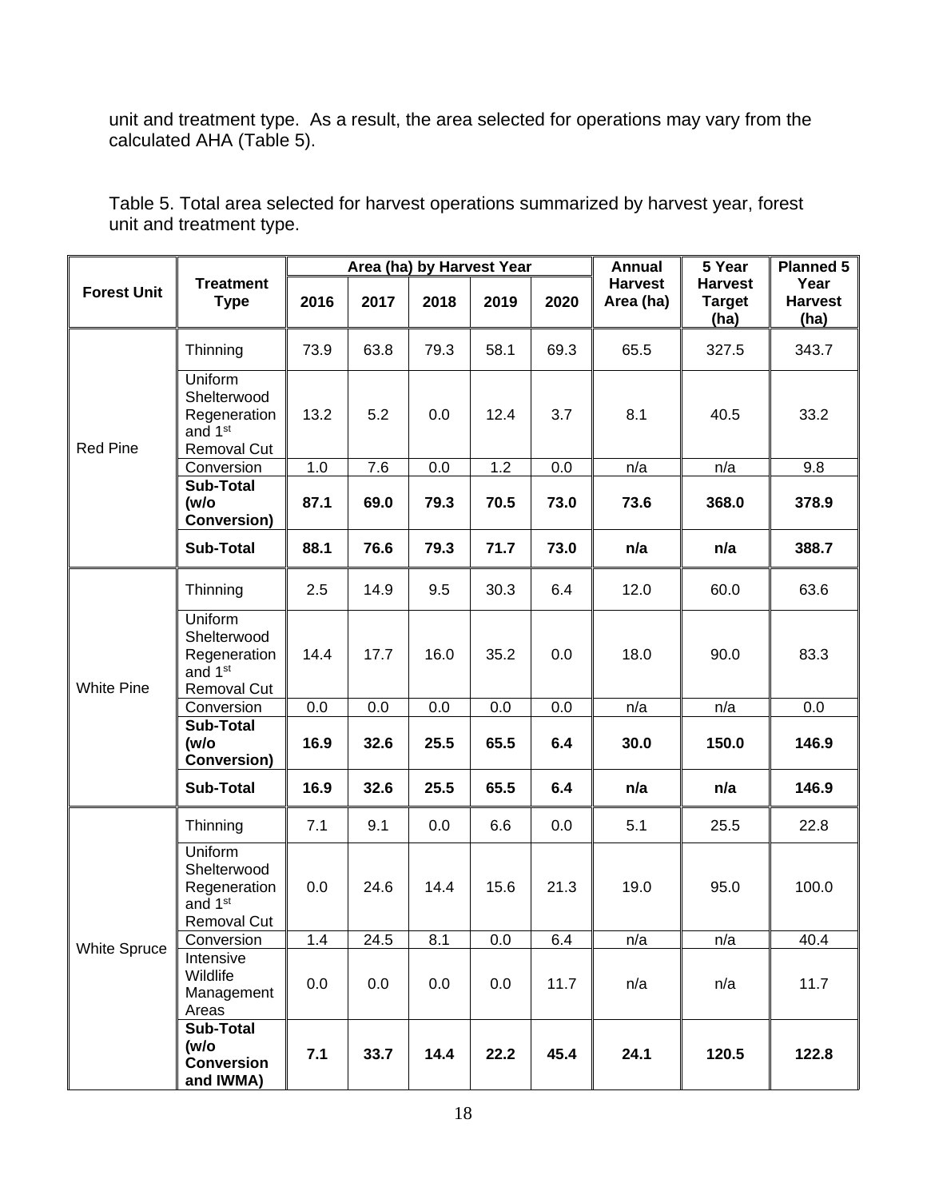unit and treatment type. As a result, the area selected for operations may vary from the calculated AHA (Table 5).

Table 5. Total area selected for harvest operations summarized by harvest year, forest unit and treatment type.

| Forest Unit | Treatment Type | Area (ha) by Harvest Year | | | | | Annual Harvest Area (ha) | 5 Year Harvest Target (ha) | Planned 5 Year Harvest (ha) |
|---|---|---|---|---|---|---|---|---|---|
| | | 2016 | 2017 | 2018 | 2019 | 2020 | | | |
| Red Pine | Thinning | 73.9 | 63.8 | 79.3 | 58.1 | 69.3 | 65.5 | 327.5 | 343.7 |
| | Uniform Shelterwood Regeneration and 1st Removal Cut | 13.2 | 5.2 | 0.0 | 12.4 | 3.7 | 8.1 | 40.5 | 33.2 |
| | Conversion | 1.0 | 7.6 | 0.0 | 1.2 | 0.0 | n/a | n/a | 9.8 |
| | **Sub-Total (w/o Conversion)** | **87.1** | **69.0** | **79.3** | **70.5** | **73.0** | **73.6** | **368.0** | **378.9** |
| | **Sub-Total** | **88.1** | **76.6** | **79.3** | **71.7** | **73.0** | **n/a** | **n/a** | **388.7** |
| White Pine | Thinning | 2.5 | 14.9 | 9.5 | 30.3 | 6.4 | 12.0 | 60.0 | 63.6 |
| | Uniform Shelterwood Regeneration and 1st Removal Cut | 14.4 | 17.7 | 16.0 | 35.2 | 0.0 | 18.0 | 90.0 | 83.3 |
| | Conversion | 0.0 | 0.0 | 0.0 | 0.0 | 0.0 | n/a | n/a | 0.0 |
| | **Sub-Total (w/o Conversion)** | **16.9** | **32.6** | **25.5** | **65.5** | **6.4** | **30.0** | **150.0** | **146.9** |
| | **Sub-Total** | **16.9** | **32.6** | **25.5** | **65.5** | **6.4** | **n/a** | **n/a** | **146.9** |
| White Spruce | Thinning | 7.1 | 9.1 | 0.0 | 6.6 | 0.0 | 5.1 | 25.5 | 22.8 |
| | Uniform Shelterwood Regeneration and 1st Removal Cut | 0.0 | 24.6 | 14.4 | 15.6 | 21.3 | 19.0 | 95.0 | 100.0 |
| | Conversion | 1.4 | 24.5 | 8.1 | 0.0 | 6.4 | n/a | n/a | 40.4 |
| | Intensive Wildlife Management Areas | 0.0 | 0.0 | 0.0 | 0.0 | 11.7 | n/a | n/a | 11.7 |
| | **Sub-Total (w/o Conversion and IWMA)** | **7.1** | **33.7** | **14.4** | **22.2** | **45.4** | **24.1** | **120.5** | **122.8** |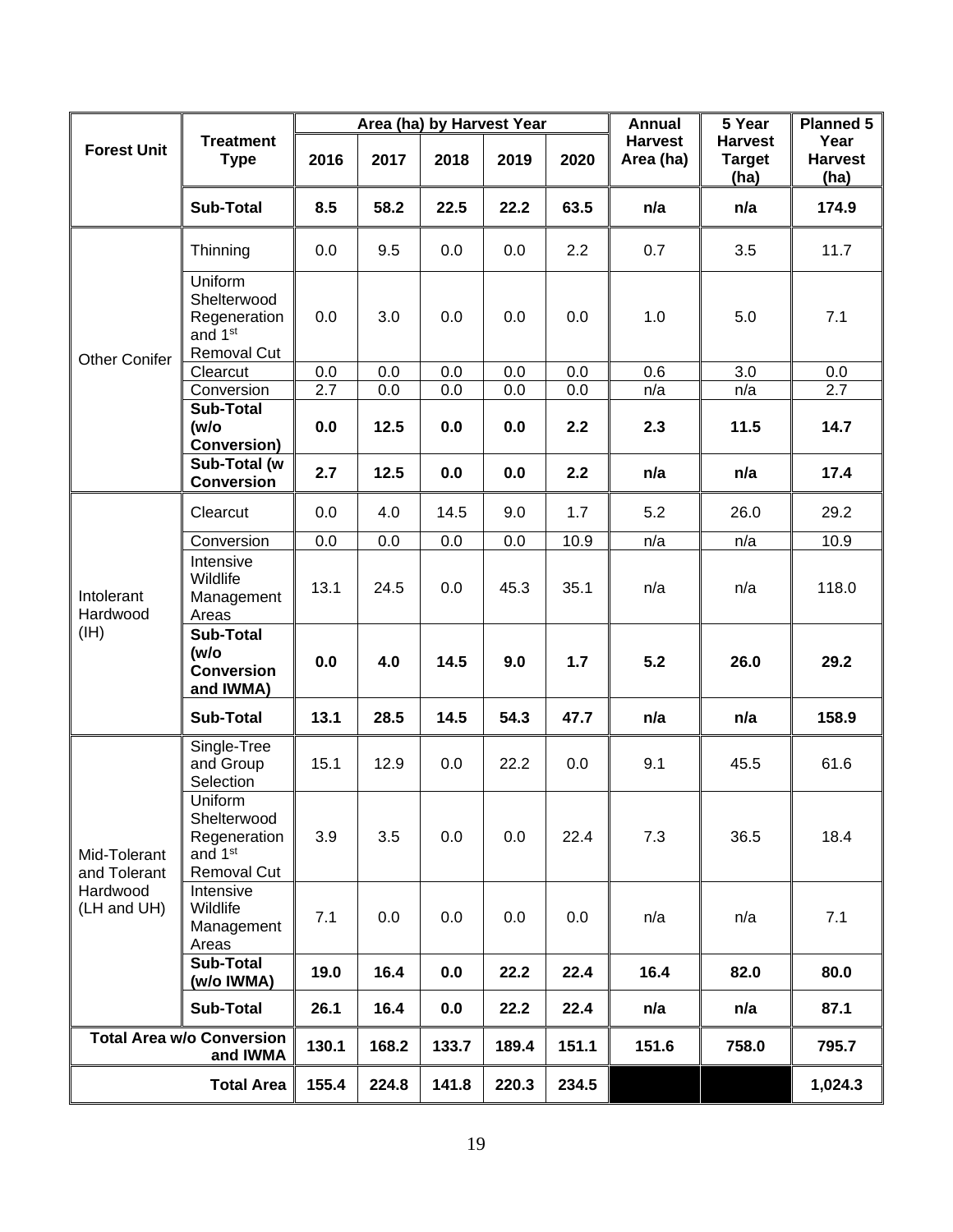| Forest Unit | Treatment Type | Area (ha) by Harvest Year | | | | | Annual Harvest Area (ha) | 5 Year Harvest Target (ha) | Planned 5 Year Harvest (ha) |
|---|---|---|---|---|---|---|---|---|---|
| | | 2016 | 2017 | 2018 | 2019 | 2020 | | | |
| | **Sub-Total** | **8.5** | **58.2** | **22.5** | **22.2** | **63.5** | **n/a** | **n/a** | **174.9** |
| Other Conifer | Thinning | 0.0 | 9.5 | 0.0 | 0.0 | 2.2 | 0.7 | 3.5 | 11.7 |
| | Uniform Shelterwood Regeneration and 1st Removal Cut | 0.0 | 3.0 | 0.0 | 0.0 | 0.0 | 1.0 | 5.0 | 7.1 |
| | Clearcut | 0.0 | 0.0 | 0.0 | 0.0 | 0.0 | 0.6 | 3.0 | 0.0 |
| | Conversion | 2.7 | 0.0 | 0.0 | 0.0 | 0.0 | n/a | n/a | 2.7 |
| | **Sub-Total (w/o Conversion)** | **0.0** | **12.5** | **0.0** | **0.0** | **2.2** | **2.3** | **11.5** | **14.7** |
| | **Sub-Total (w Conversion** | **2.7** | **12.5** | **0.0** | **0.0** | **2.2** | **n/a** | **n/a** | **17.4** |
| Intolerant Hardwood (IH) | Clearcut | 0.0 | 4.0 | 14.5 | 9.0 | 1.7 | 5.2 | 26.0 | 29.2 |
| | Conversion | 0.0 | 0.0 | 0.0 | 0.0 | 10.9 | n/a | n/a | 10.9 |
| | Intensive Wildlife Management Areas | 13.1 | 24.5 | 0.0 | 45.3 | 35.1 | n/a | n/a | 118.0 |
| | **Sub-Total (w/o Conversion and IWMA)** | **0.0** | **4.0** | **14.5** | **9.0** | **1.7** | **5.2** | **26.0** | **29.2** |
| | **Sub-Total** | **13.1** | **28.5** | **14.5** | **54.3** | **47.7** | **n/a** | **n/a** | **158.9** |
| Mid-Tolerant and Tolerant Hardwood (LH and UH) | Single-Tree and Group Selection | 15.1 | 12.9 | 0.0 | 22.2 | 0.0 | 9.1 | 45.5 | 61.6 |
| | Uniform Shelterwood Regeneration and 1st Removal Cut | 3.9 | 3.5 | 0.0 | 0.0 | 22.4 | 7.3 | 36.5 | 18.4 |
| | Intensive Wildlife Management Areas | 7.1 | 0.0 | 0.0 | 0.0 | 0.0 | n/a | n/a | 7.1 |
| | **Sub-Total (w/o IWMA)** | **19.0** | **16.4** | **0.0** | **22.2** | **22.4** | **16.4** | **82.0** | **80.0** |
| | **Sub-Total** | **26.1** | **16.4** | **0.0** | **22.2** | **22.4** | **n/a** | **n/a** | **87.1** |
| **Total Area w/o Conversion and IWMA** | | **130.1** | **168.2** | **133.7** | **189.4** | **151.1** | **151.6** | **758.0** | **795.7** |
| **Total Area** | | **155.4** | **224.8** | **141.8** | **220.3** | **234.5** | | | **1,024.3** |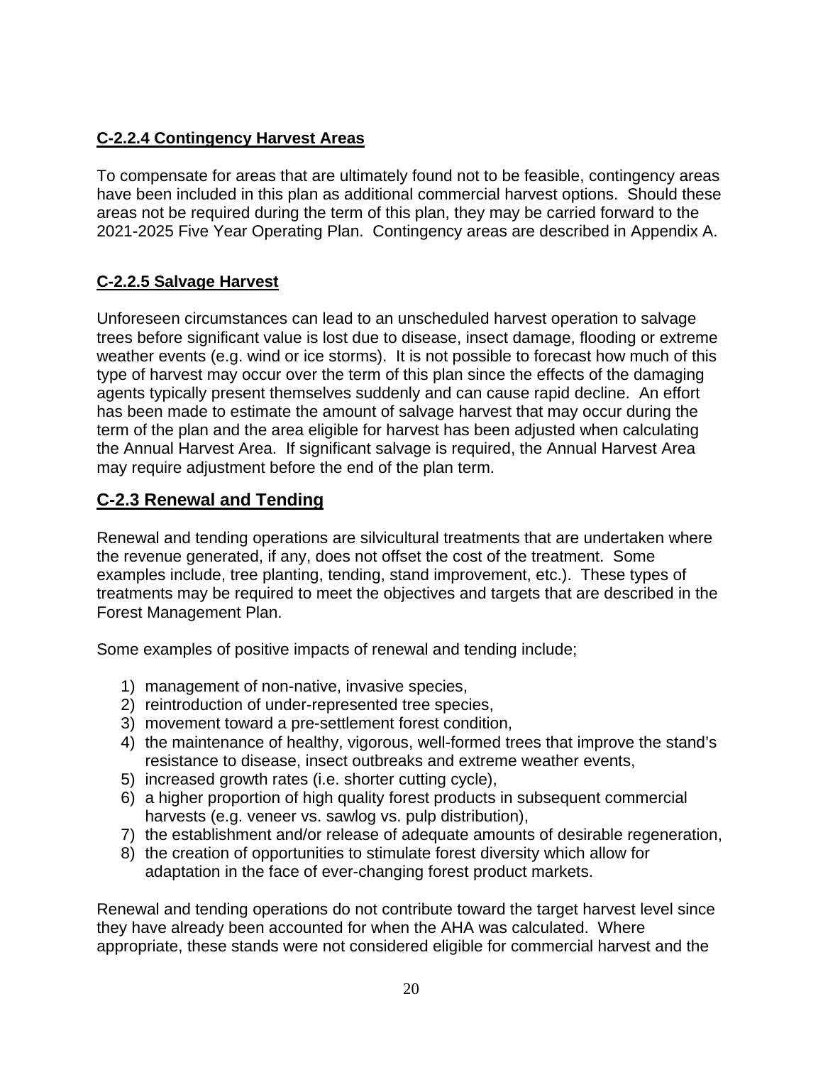### C-2.2.4 Contingency Harvest Areas

To compensate for areas that are ultimately found not to be feasible, contingency areas have been included in this plan as additional commercial harvest options. Should these areas not be required during the term of this plan, they may be carried forward to the 2021-2025 Five Year Operating Plan. Contingency areas are described in Appendix A.

### C-2.2.5 Salvage Harvest

Unforeseen circumstances can lead to an unscheduled harvest operation to salvage trees before significant value is lost due to disease, insect damage, flooding or extreme weather events (e.g. wind or ice storms). It is not possible to forecast how much of this type of harvest may occur over the term of this plan since the effects of the damaging agents typically present themselves suddenly and can cause rapid decline. An effort has been made to estimate the amount of salvage harvest that may occur during the term of the plan and the area eligible for harvest has been adjusted when calculating the Annual Harvest Area. If significant salvage is required, the Annual Harvest Area may require adjustment before the end of the plan term.

## C-2.3 Renewal and Tending

Renewal and tending operations are silvicultural treatments that are undertaken where the revenue generated, if any, does not offset the cost of the treatment. Some examples include, tree planting, tending, stand improvement, etc.). These types of treatments may be required to meet the objectives and targets that are described in the Forest Management Plan.

Some examples of positive impacts of renewal and tending include;

1) management of non-native, invasive species,
2) reintroduction of under-represented tree species,
3) movement toward a pre-settlement forest condition,
4) the maintenance of healthy, vigorous, well-formed trees that improve the stand's resistance to disease, insect outbreaks and extreme weather events,
5) increased growth rates (i.e. shorter cutting cycle),
6) a higher proportion of high quality forest products in subsequent commercial harvests (e.g. veneer vs. sawlog vs. pulp distribution),
7) the establishment and/or release of adequate amounts of desirable regeneration,
8) the creation of opportunities to stimulate forest diversity which allow for adaptation in the face of ever-changing forest product markets.

Renewal and tending operations do not contribute toward the target harvest level since they have already been accounted for when the AHA was calculated. Where appropriate, these stands were not considered eligible for commercial harvest and the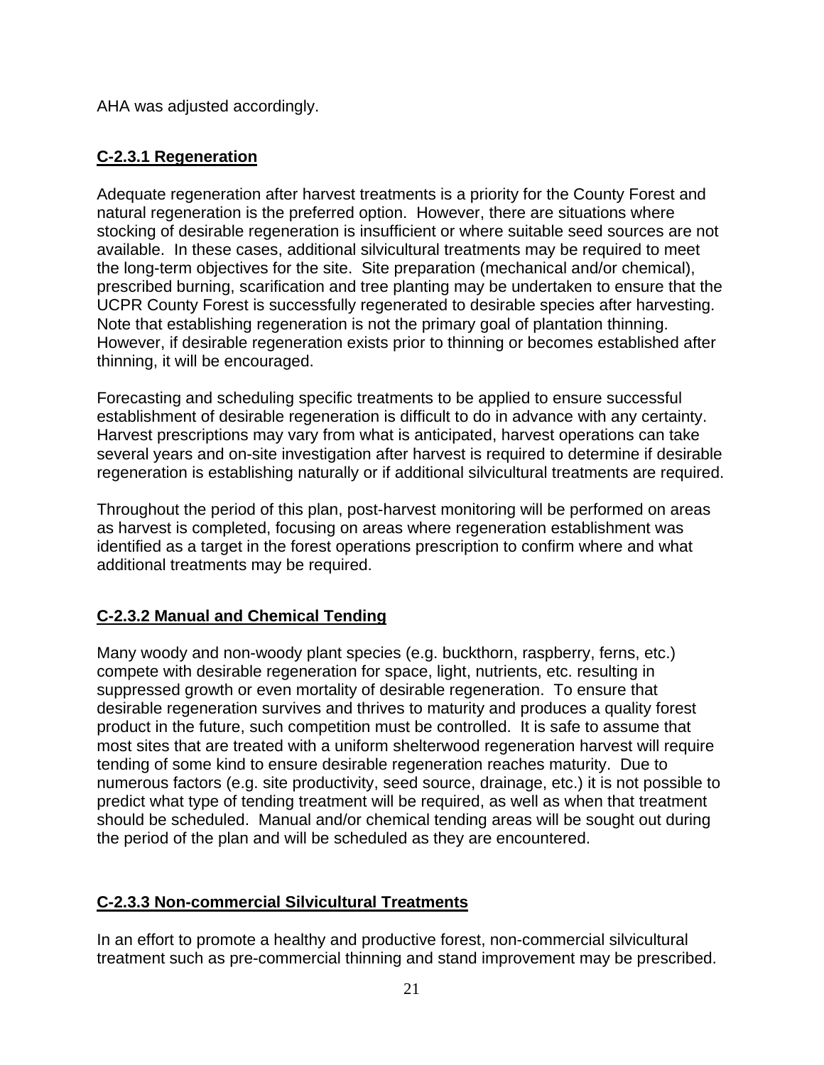AHA was adjusted accordingly.

## C-2.3.1 Regeneration

Adequate regeneration after harvest treatments is a priority for the County Forest and natural regeneration is the preferred option. However, there are situations where stocking of desirable regeneration is insufficient or where suitable seed sources are not available. In these cases, additional silvicultural treatments may be required to meet the long-term objectives for the site. Site preparation (mechanical and/or chemical), prescribed burning, scarification and tree planting may be undertaken to ensure that the UCPR County Forest is successfully regenerated to desirable species after harvesting. Note that establishing regeneration is not the primary goal of plantation thinning. However, if desirable regeneration exists prior to thinning or becomes established after thinning, it will be encouraged.

Forecasting and scheduling specific treatments to be applied to ensure successful establishment of desirable regeneration is difficult to do in advance with any certainty. Harvest prescriptions may vary from what is anticipated, harvest operations can take several years and on-site investigation after harvest is required to determine if desirable regeneration is establishing naturally or if additional silvicultural treatments are required.

Throughout the period of this plan, post-harvest monitoring will be performed on areas as harvest is completed, focusing on areas where regeneration establishment was identified as a target in the forest operations prescription to confirm where and what additional treatments may be required.

## C-2.3.2 Manual and Chemical Tending

Many woody and non-woody plant species (e.g. buckthorn, raspberry, ferns, etc.) compete with desirable regeneration for space, light, nutrients, etc. resulting in suppressed growth or even mortality of desirable regeneration. To ensure that desirable regeneration survives and thrives to maturity and produces a quality forest product in the future, such competition must be controlled. It is safe to assume that most sites that are treated with a uniform shelterwood regeneration harvest will require tending of some kind to ensure desirable regeneration reaches maturity. Due to numerous factors (e.g. site productivity, seed source, drainage, etc.) it is not possible to predict what type of tending treatment will be required, as well as when that treatment should be scheduled. Manual and/or chemical tending areas will be sought out during the period of the plan and will be scheduled as they are encountered.

## C-2.3.3 Non-commercial Silvicultural Treatments

In an effort to promote a healthy and productive forest, non-commercial silvicultural treatment such as pre-commercial thinning and stand improvement may be prescribed.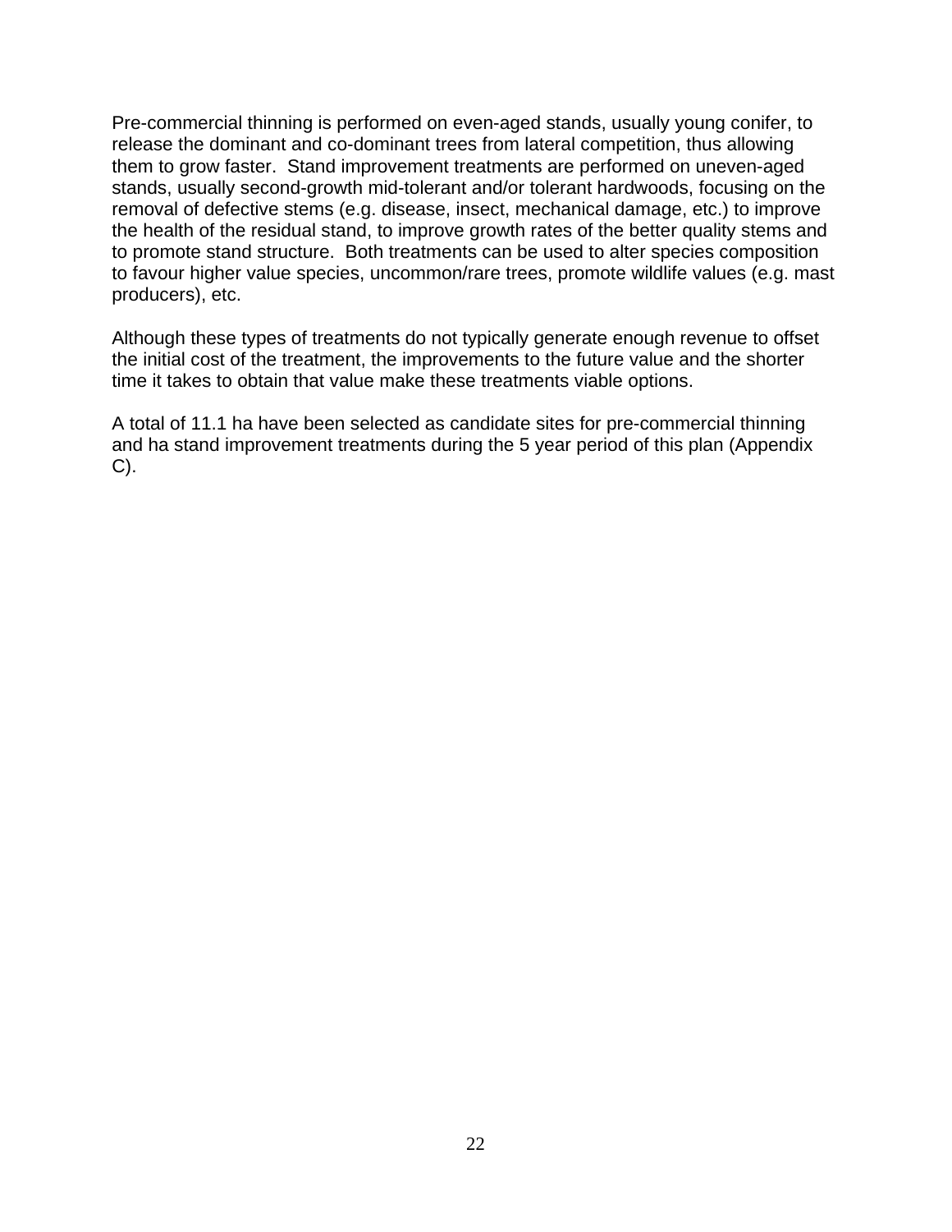Pre-commercial thinning is performed on even-aged stands, usually young conifer, to release the dominant and co-dominant trees from lateral competition, thus allowing them to grow faster.  Stand improvement treatments are performed on uneven-aged stands, usually second-growth mid-tolerant and/or tolerant hardwoods, focusing on the removal of defective stems (e.g. disease, insect, mechanical damage, etc.) to improve the health of the residual stand, to improve growth rates of the better quality stems and to promote stand structure.  Both treatments can be used to alter species composition to favour higher value species, uncommon/rare trees, promote wildlife values (e.g. mast producers), etc.

Although these types of treatments do not typically generate enough revenue to offset the initial cost of the treatment, the improvements to the future value and the shorter time it takes to obtain that value make these treatments viable options.

A total of 11.1 ha have been selected as candidate sites for pre-commercial thinning and ha stand improvement treatments during the 5 year period of this plan (Appendix C).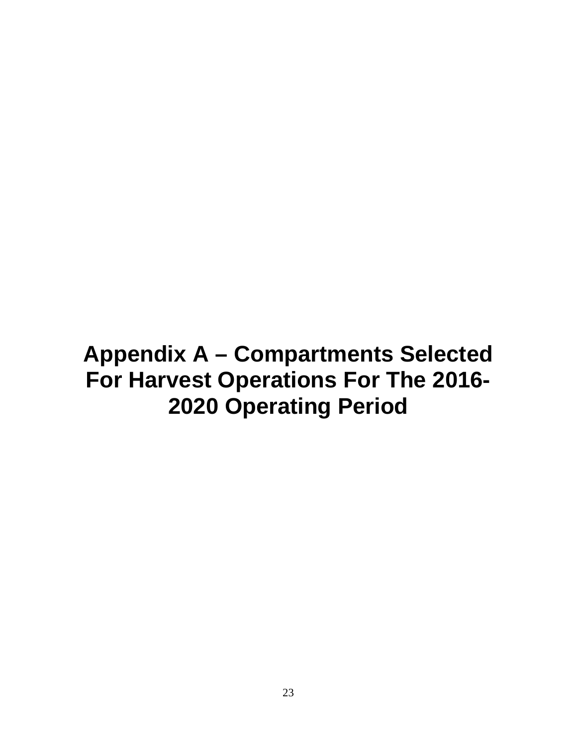# Appendix A – Compartments Selected For Harvest Operations For The 2016-2020 Operating Period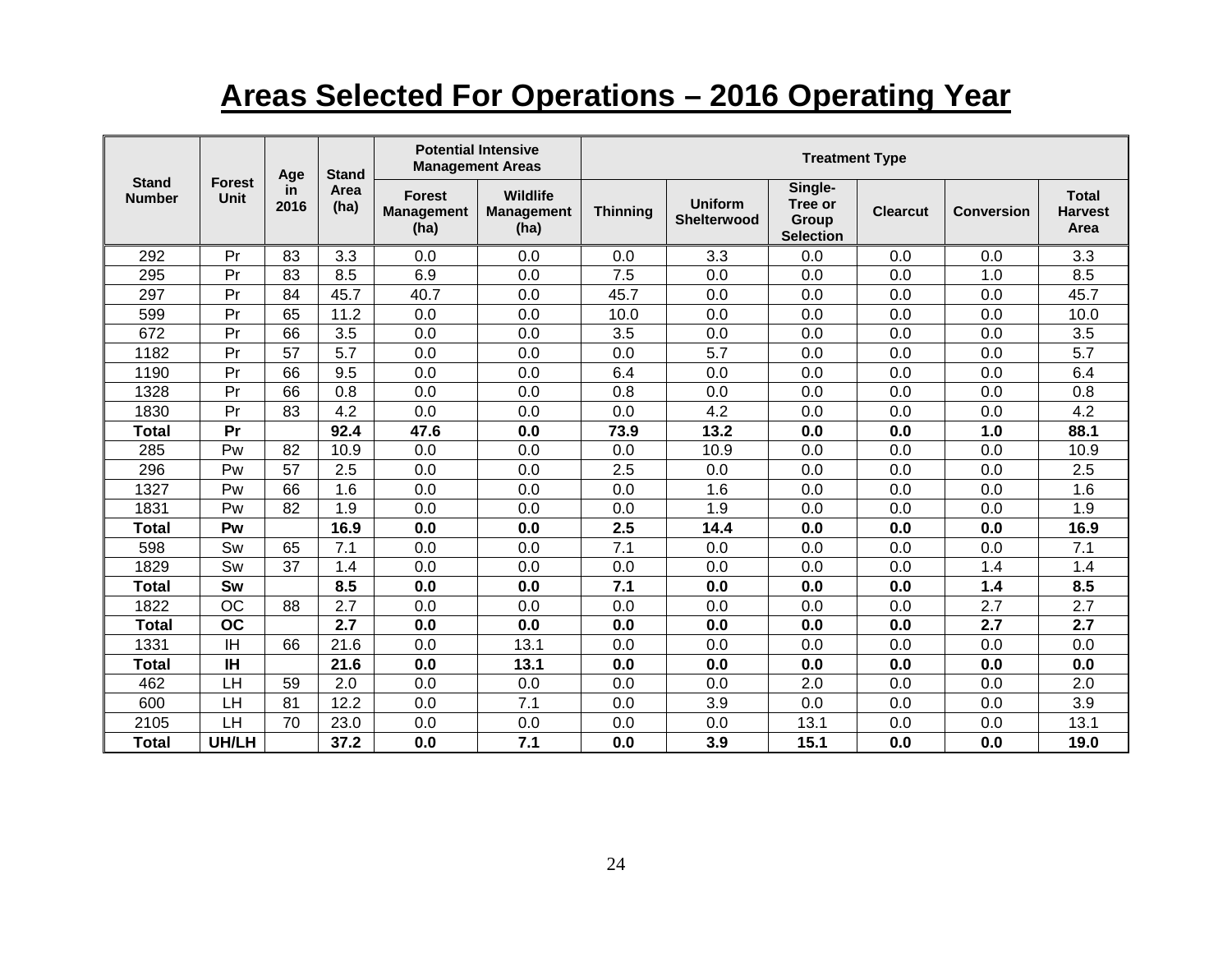# Areas Selected For Operations – 2016 Operating Year

| Stand Number | Forest Unit | Age in 2016 | Stand Area (ha) | Potential Intensive Management Areas | | Treatment Type | | | | | |
|---|---|---|---|---|---|---|---|---|---|---|---|
| | | | | Forest Management (ha) | Wildlife Management (ha) | Thinning | Uniform Shelterwood | Single-Tree or Group Selection | Clearcut | Conversion | Total Harvest Area |
| 292 | Pr | 83 | 3.3 | 0.0 | 0.0 | 0.0 | 3.3 | 0.0 | 0.0 | 0.0 | 3.3 |
| 295 | Pr | 83 | 8.5 | 6.9 | 0.0 | 7.5 | 0.0 | 0.0 | 0.0 | 1.0 | 8.5 |
| 297 | Pr | 84 | 45.7 | 40.7 | 0.0 | 45.7 | 0.0 | 0.0 | 0.0 | 0.0 | 45.7 |
| 599 | Pr | 65 | 11.2 | 0.0 | 0.0 | 10.0 | 0.0 | 0.0 | 0.0 | 0.0 | 10.0 |
| 672 | Pr | 66 | 3.5 | 0.0 | 0.0 | 3.5 | 0.0 | 0.0 | 0.0 | 0.0 | 3.5 |
| 1182 | Pr | 57 | 5.7 | 0.0 | 0.0 | 0.0 | 5.7 | 0.0 | 0.0 | 0.0 | 5.7 |
| 1190 | Pr | 66 | 9.5 | 0.0 | 0.0 | 6.4 | 0.0 | 0.0 | 0.0 | 0.0 | 6.4 |
| 1328 | Pr | 66 | 0.8 | 0.0 | 0.0 | 0.8 | 0.0 | 0.0 | 0.0 | 0.0 | 0.8 |
| 1830 | Pr | 83 | 4.2 | 0.0 | 0.0 | 0.0 | 4.2 | 0.0 | 0.0 | 0.0 | 4.2 |
| **Total** | **Pr** | | **92.4** | **47.6** | **0.0** | **73.9** | **13.2** | **0.0** | **0.0** | **1.0** | **88.1** |
| 285 | Pw | 82 | 10.9 | 0.0 | 0.0 | 0.0 | 10.9 | 0.0 | 0.0 | 0.0 | 10.9 |
| 296 | Pw | 57 | 2.5 | 0.0 | 0.0 | 2.5 | 0.0 | 0.0 | 0.0 | 0.0 | 2.5 |
| 1327 | Pw | 66 | 1.6 | 0.0 | 0.0 | 0.0 | 1.6 | 0.0 | 0.0 | 0.0 | 1.6 |
| 1831 | Pw | 82 | 1.9 | 0.0 | 0.0 | 0.0 | 1.9 | 0.0 | 0.0 | 0.0 | 1.9 |
| **Total** | **Pw** | | **16.9** | **0.0** | **0.0** | **2.5** | **14.4** | **0.0** | **0.0** | **0.0** | **16.9** |
| 598 | Sw | 65 | 7.1 | 0.0 | 0.0 | 7.1 | 0.0 | 0.0 | 0.0 | 0.0 | 7.1 |
| 1829 | Sw | 37 | 1.4 | 0.0 | 0.0 | 0.0 | 0.0 | 0.0 | 0.0 | 1.4 | 1.4 |
| **Total** | **Sw** | | **8.5** | **0.0** | **0.0** | **7.1** | **0.0** | **0.0** | **0.0** | **1.4** | **8.5** |
| 1822 | OC | 88 | 2.7 | 0.0 | 0.0 | 0.0 | 0.0 | 0.0 | 0.0 | 2.7 | 2.7 |
| **Total** | **OC** | | **2.7** | **0.0** | **0.0** | **0.0** | **0.0** | **0.0** | **0.0** | **2.7** | **2.7** |
| 1331 | IH | 66 | 21.6 | 0.0 | 13.1 | 0.0 | 0.0 | 0.0 | 0.0 | 0.0 | 0.0 |
| **Total** | **IH** | | **21.6** | **0.0** | **13.1** | **0.0** | **0.0** | **0.0** | **0.0** | **0.0** | **0.0** |
| 462 | LH | 59 | 2.0 | 0.0 | 0.0 | 0.0 | 0.0 | 2.0 | 0.0 | 0.0 | 2.0 |
| 600 | LH | 81 | 12.2 | 0.0 | 7.1 | 0.0 | 3.9 | 0.0 | 0.0 | 0.0 | 3.9 |
| 2105 | LH | 70 | 23.0 | 0.0 | 0.0 | 0.0 | 0.0 | 13.1 | 0.0 | 0.0 | 13.1 |
| **Total** | **UH/LH** | | **37.2** | **0.0** | **7.1** | **0.0** | **3.9** | **15.1** | **0.0** | **0.0** | **19.0** |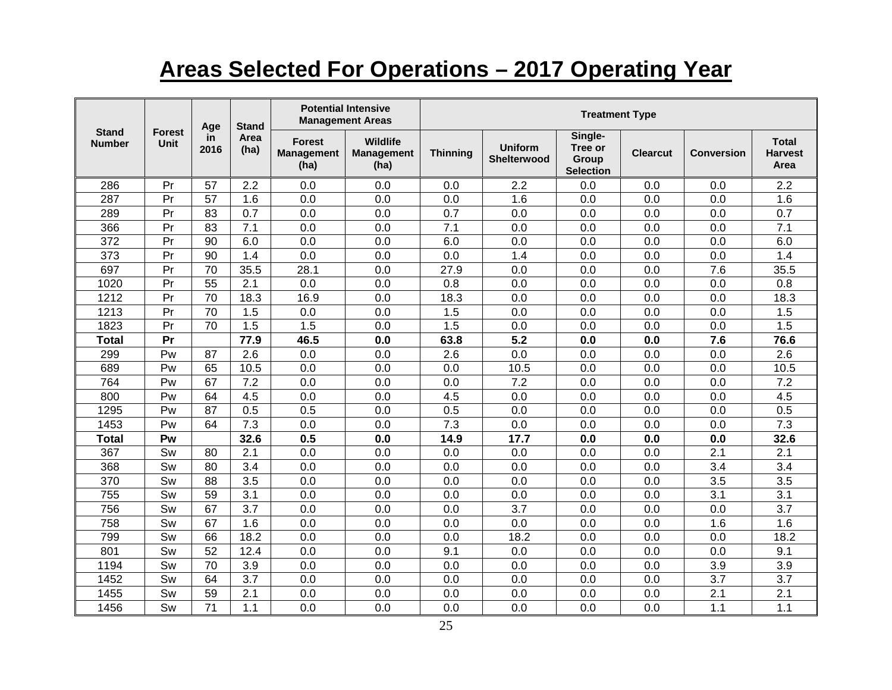# Areas Selected For Operations – 2017 Operating Year

| Stand Number | Forest Unit | Age in 2016 | Stand Area (ha) | Potential Intensive Management Areas | | Treatment Type | | | | | |
|---|---|---|---|---|---|---|---|---|---|---|---|
| | | | | Forest Management (ha) | Wildlife Management (ha) | Thinning | Uniform Shelterwood | Single-Tree or Group Selection | Clearcut | Conversion | Total Harvest Area |
| 286 | Pr | 57 | 2.2 | 0.0 | 0.0 | 0.0 | 2.2 | 0.0 | 0.0 | 0.0 | 2.2 |
| 287 | Pr | 57 | 1.6 | 0.0 | 0.0 | 0.0 | 1.6 | 0.0 | 0.0 | 0.0 | 1.6 |
| 289 | Pr | 83 | 0.7 | 0.0 | 0.0 | 0.7 | 0.0 | 0.0 | 0.0 | 0.0 | 0.7 |
| 366 | Pr | 83 | 7.1 | 0.0 | 0.0 | 7.1 | 0.0 | 0.0 | 0.0 | 0.0 | 7.1 |
| 372 | Pr | 90 | 6.0 | 0.0 | 0.0 | 6.0 | 0.0 | 0.0 | 0.0 | 0.0 | 6.0 |
| 373 | Pr | 90 | 1.4 | 0.0 | 0.0 | 0.0 | 1.4 | 0.0 | 0.0 | 0.0 | 1.4 |
| 697 | Pr | 70 | 35.5 | 28.1 | 0.0 | 27.9 | 0.0 | 0.0 | 0.0 | 7.6 | 35.5 |
| 1020 | Pr | 55 | 2.1 | 0.0 | 0.0 | 0.8 | 0.0 | 0.0 | 0.0 | 0.0 | 0.8 |
| 1212 | Pr | 70 | 18.3 | 16.9 | 0.0 | 18.3 | 0.0 | 0.0 | 0.0 | 0.0 | 18.3 |
| 1213 | Pr | 70 | 1.5 | 0.0 | 0.0 | 1.5 | 0.0 | 0.0 | 0.0 | 0.0 | 1.5 |
| 1823 | Pr | 70 | 1.5 | 1.5 | 0.0 | 1.5 | 0.0 | 0.0 | 0.0 | 0.0 | 1.5 |
| **Total** | **Pr** | | **77.9** | **46.5** | **0.0** | **63.8** | **5.2** | **0.0** | **0.0** | **7.6** | **76.6** |
| 299 | Pw | 87 | 2.6 | 0.0 | 0.0 | 2.6 | 0.0 | 0.0 | 0.0 | 0.0 | 2.6 |
| 689 | Pw | 65 | 10.5 | 0.0 | 0.0 | 0.0 | 10.5 | 0.0 | 0.0 | 0.0 | 10.5 |
| 764 | Pw | 67 | 7.2 | 0.0 | 0.0 | 0.0 | 7.2 | 0.0 | 0.0 | 0.0 | 7.2 |
| 800 | Pw | 64 | 4.5 | 0.0 | 0.0 | 4.5 | 0.0 | 0.0 | 0.0 | 0.0 | 4.5 |
| 1295 | Pw | 87 | 0.5 | 0.5 | 0.0 | 0.5 | 0.0 | 0.0 | 0.0 | 0.0 | 0.5 |
| 1453 | Pw | 64 | 7.3 | 0.0 | 0.0 | 7.3 | 0.0 | 0.0 | 0.0 | 0.0 | 7.3 |
| **Total** | **Pw** | | **32.6** | **0.5** | **0.0** | **14.9** | **17.7** | **0.0** | **0.0** | **0.0** | **32.6** |
| 367 | Sw | 80 | 2.1 | 0.0 | 0.0 | 0.0 | 0.0 | 0.0 | 0.0 | 2.1 | 2.1 |
| 368 | Sw | 80 | 3.4 | 0.0 | 0.0 | 0.0 | 0.0 | 0.0 | 0.0 | 3.4 | 3.4 |
| 370 | Sw | 88 | 3.5 | 0.0 | 0.0 | 0.0 | 0.0 | 0.0 | 0.0 | 3.5 | 3.5 |
| 755 | Sw | 59 | 3.1 | 0.0 | 0.0 | 0.0 | 0.0 | 0.0 | 0.0 | 3.1 | 3.1 |
| 756 | Sw | 67 | 3.7 | 0.0 | 0.0 | 0.0 | 3.7 | 0.0 | 0.0 | 0.0 | 3.7 |
| 758 | Sw | 67 | 1.6 | 0.0 | 0.0 | 0.0 | 0.0 | 0.0 | 0.0 | 1.6 | 1.6 |
| 799 | Sw | 66 | 18.2 | 0.0 | 0.0 | 0.0 | 18.2 | 0.0 | 0.0 | 0.0 | 18.2 |
| 801 | Sw | 52 | 12.4 | 0.0 | 0.0 | 9.1 | 0.0 | 0.0 | 0.0 | 0.0 | 9.1 |
| 1194 | Sw | 70 | 3.9 | 0.0 | 0.0 | 0.0 | 0.0 | 0.0 | 0.0 | 3.9 | 3.9 |
| 1452 | Sw | 64 | 3.7 | 0.0 | 0.0 | 0.0 | 0.0 | 0.0 | 0.0 | 3.7 | 3.7 |
| 1455 | Sw | 59 | 2.1 | 0.0 | 0.0 | 0.0 | 0.0 | 0.0 | 0.0 | 2.1 | 2.1 |
| 1456 | Sw | 71 | 1.1 | 0.0 | 0.0 | 0.0 | 0.0 | 0.0 | 0.0 | 1.1 | 1.1 |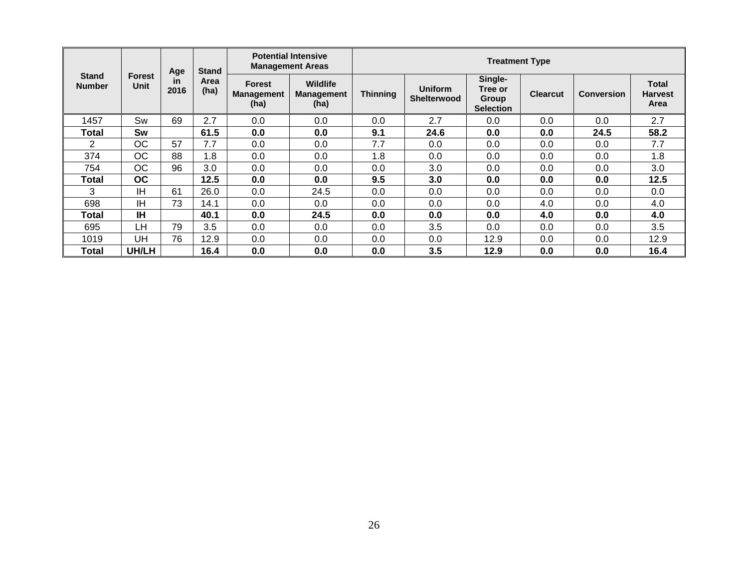| Stand Number | Forest Unit | Age in 2016 | Stand Area (ha) | Potential Intensive Management Areas | | Treatment Type | | | | | |
|---|---|---|---|---|---|---|---|---|---|---|---|
| | | | | Forest Management (ha) | Wildlife Management (ha) | Thinning | Uniform Shelterwood | Single-Tree or Group Selection | Clearcut | Conversion | Total Harvest Area |
| 1457 | Sw | 69 | 2.7 | 0.0 | 0.0 | 0.0 | 2.7 | 0.0 | 0.0 | 0.0 | 2.7 |
| **Total** | **Sw** | | **61.5** | **0.0** | **0.0** | **9.1** | **24.6** | **0.0** | **0.0** | **24.5** | **58.2** |
| 2 | OC | 57 | 7.7 | 0.0 | 0.0 | 7.7 | 0.0 | 0.0 | 0.0 | 0.0 | 7.7 |
| 374 | OC | 88 | 1.8 | 0.0 | 0.0 | 1.8 | 0.0 | 0.0 | 0.0 | 0.0 | 1.8 |
| 754 | OC | 96 | 3.0 | 0.0 | 0.0 | 0.0 | 3.0 | 0.0 | 0.0 | 0.0 | 3.0 |
| **Total** | **OC** | | **12.5** | **0.0** | **0.0** | **9.5** | **3.0** | **0.0** | **0.0** | **0.0** | **12.5** |
| 3 | IH | 61 | 26.0 | 0.0 | 24.5 | 0.0 | 0.0 | 0.0 | 0.0 | 0.0 | 0.0 |
| 698 | IH | 73 | 14.1 | 0.0 | 0.0 | 0.0 | 0.0 | 0.0 | 4.0 | 0.0 | 4.0 |
| **Total** | **IH** | | **40.1** | **0.0** | **24.5** | **0.0** | **0.0** | **0.0** | **4.0** | **0.0** | **4.0** |
| 695 | LH | 79 | 3.5 | 0.0 | 0.0 | 0.0 | 3.5 | 0.0 | 0.0 | 0.0 | 3.5 |
| 1019 | UH | 76 | 12.9 | 0.0 | 0.0 | 0.0 | 0.0 | 12.9 | 0.0 | 0.0 | 12.9 |
| **Total** | **UH/LH** | | **16.4** | **0.0** | **0.0** | **0.0** | **3.5** | **12.9** | **0.0** | **0.0** | **16.4** |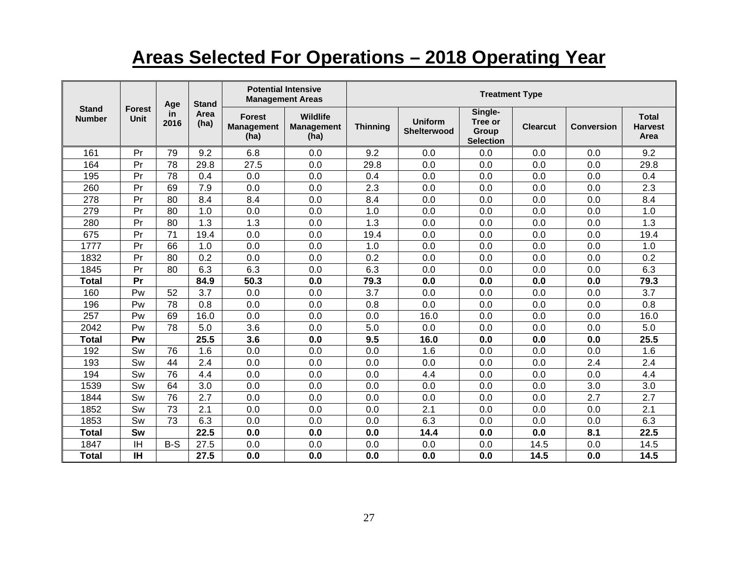# Areas Selected For Operations – 2018 Operating Year

| Stand Number | Forest Unit | Age in 2016 | Stand Area (ha) | Potential Intensive Management Areas | | Treatment Type | | | | | |
|---|---|---|---|---|---|---|---|---|---|---|---|
| | | | | Forest Management (ha) | Wildlife Management (ha) | Thinning | Uniform Shelterwood | Single-Tree or Group Selection | Clearcut | Conversion | Total Harvest Area |
| 161 | Pr | 79 | 9.2 | 6.8 | 0.0 | 9.2 | 0.0 | 0.0 | 0.0 | 0.0 | 9.2 |
| 164 | Pr | 78 | 29.8 | 27.5 | 0.0 | 29.8 | 0.0 | 0.0 | 0.0 | 0.0 | 29.8 |
| 195 | Pr | 78 | 0.4 | 0.0 | 0.0 | 0.4 | 0.0 | 0.0 | 0.0 | 0.0 | 0.4 |
| 260 | Pr | 69 | 7.9 | 0.0 | 0.0 | 2.3 | 0.0 | 0.0 | 0.0 | 0.0 | 2.3 |
| 278 | Pr | 80 | 8.4 | 8.4 | 0.0 | 8.4 | 0.0 | 0.0 | 0.0 | 0.0 | 8.4 |
| 279 | Pr | 80 | 1.0 | 0.0 | 0.0 | 1.0 | 0.0 | 0.0 | 0.0 | 0.0 | 1.0 |
| 280 | Pr | 80 | 1.3 | 1.3 | 0.0 | 1.3 | 0.0 | 0.0 | 0.0 | 0.0 | 1.3 |
| 675 | Pr | 71 | 19.4 | 0.0 | 0.0 | 19.4 | 0.0 | 0.0 | 0.0 | 0.0 | 19.4 |
| 1777 | Pr | 66 | 1.0 | 0.0 | 0.0 | 1.0 | 0.0 | 0.0 | 0.0 | 0.0 | 1.0 |
| 1832 | Pr | 80 | 0.2 | 0.0 | 0.0 | 0.2 | 0.0 | 0.0 | 0.0 | 0.0 | 0.2 |
| 1845 | Pr | 80 | 6.3 | 6.3 | 0.0 | 6.3 | 0.0 | 0.0 | 0.0 | 0.0 | 6.3 |
| **Total** | **Pr** | | **84.9** | **50.3** | **0.0** | **79.3** | **0.0** | **0.0** | **0.0** | **0.0** | **79.3** |
| 160 | Pw | 52 | 3.7 | 0.0 | 0.0 | 3.7 | 0.0 | 0.0 | 0.0 | 0.0 | 3.7 |
| 196 | Pw | 78 | 0.8 | 0.0 | 0.0 | 0.8 | 0.0 | 0.0 | 0.0 | 0.0 | 0.8 |
| 257 | Pw | 69 | 16.0 | 0.0 | 0.0 | 0.0 | 16.0 | 0.0 | 0.0 | 0.0 | 16.0 |
| 2042 | Pw | 78 | 5.0 | 3.6 | 0.0 | 5.0 | 0.0 | 0.0 | 0.0 | 0.0 | 5.0 |
| **Total** | **Pw** | | **25.5** | **3.6** | **0.0** | **9.5** | **16.0** | **0.0** | **0.0** | **0.0** | **25.5** |
| 192 | Sw | 76 | 1.6 | 0.0 | 0.0 | 0.0 | 1.6 | 0.0 | 0.0 | 0.0 | 1.6 |
| 193 | Sw | 44 | 2.4 | 0.0 | 0.0 | 0.0 | 0.0 | 0.0 | 0.0 | 2.4 | 2.4 |
| 194 | Sw | 76 | 4.4 | 0.0 | 0.0 | 0.0 | 4.4 | 0.0 | 0.0 | 0.0 | 4.4 |
| 1539 | Sw | 64 | 3.0 | 0.0 | 0.0 | 0.0 | 0.0 | 0.0 | 0.0 | 3.0 | 3.0 |
| 1844 | Sw | 76 | 2.7 | 0.0 | 0.0 | 0.0 | 0.0 | 0.0 | 0.0 | 2.7 | 2.7 |
| 1852 | Sw | 73 | 2.1 | 0.0 | 0.0 | 0.0 | 2.1 | 0.0 | 0.0 | 0.0 | 2.1 |
| 1853 | Sw | 73 | 6.3 | 0.0 | 0.0 | 0.0 | 6.3 | 0.0 | 0.0 | 0.0 | 6.3 |
| **Total** | **Sw** | | **22.5** | **0.0** | **0.0** | **0.0** | **14.4** | **0.0** | **0.0** | **8.1** | **22.5** |
| 1847 | IH | B-S | 27.5 | 0.0 | 0.0 | 0.0 | 0.0 | 0.0 | 14.5 | 0.0 | 14.5 |
| **Total** | **IH** | | **27.5** | **0.0** | **0.0** | **0.0** | **0.0** | **0.0** | **14.5** | **0.0** | **14.5** |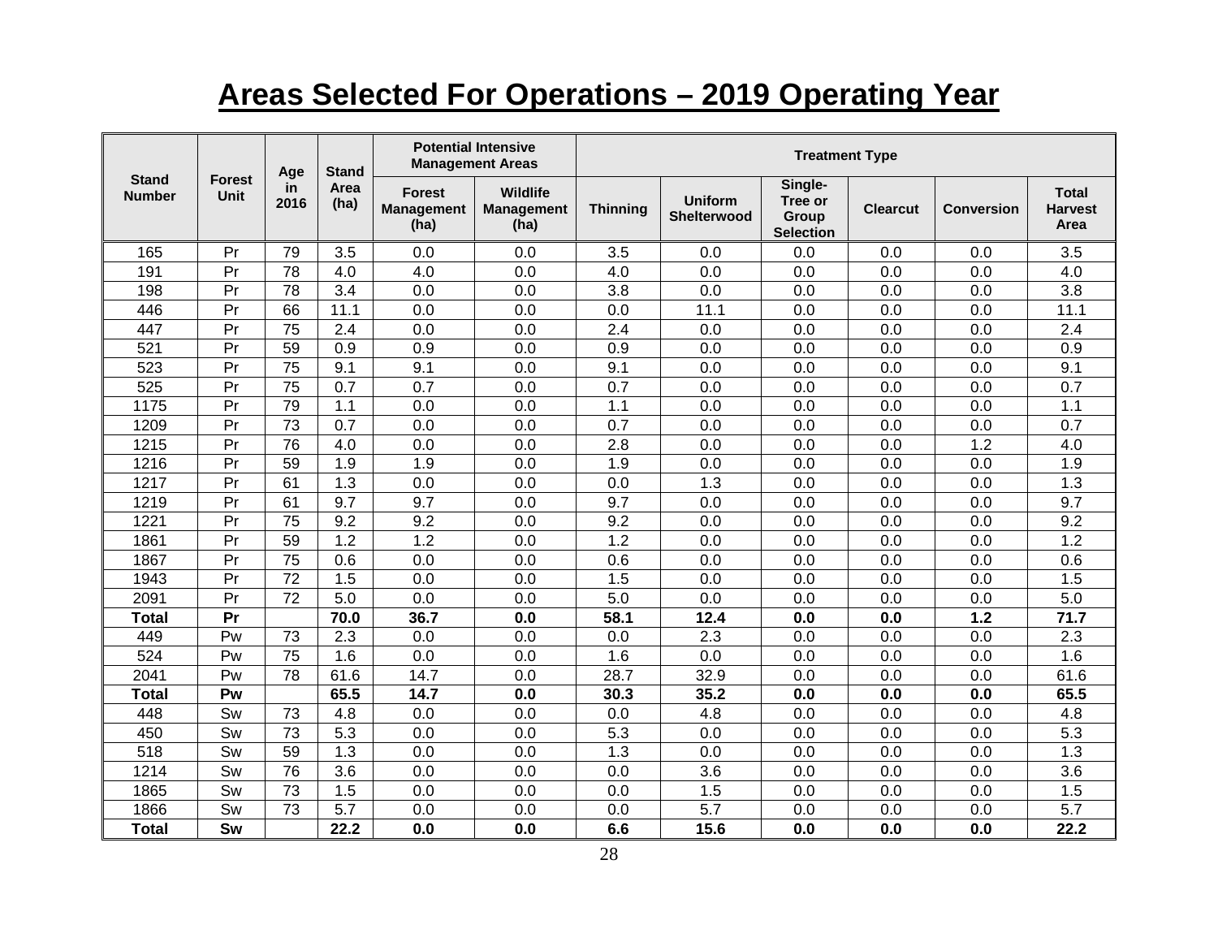# Areas Selected For Operations – 2019 Operating Year

| Stand Number | Forest Unit | Age in 2016 | Stand Area (ha) | Potential Intensive Management Areas | | Treatment Type | | | | | |
|---|---|---|---|---|---|---|---|---|---|---|---|
| | | | | Forest Management (ha) | Wildlife Management (ha) | Thinning | Uniform Shelterwood | Single-Tree or Group Selection | Clearcut | Conversion | Total Harvest Area |
| 165 | Pr | 79 | 3.5 | 0.0 | 0.0 | 3.5 | 0.0 | 0.0 | 0.0 | 0.0 | 3.5 |
| 191 | Pr | 78 | 4.0 | 4.0 | 0.0 | 4.0 | 0.0 | 0.0 | 0.0 | 0.0 | 4.0 |
| 198 | Pr | 78 | 3.4 | 0.0 | 0.0 | 3.8 | 0.0 | 0.0 | 0.0 | 0.0 | 3.8 |
| 446 | Pr | 66 | 11.1 | 0.0 | 0.0 | 0.0 | 11.1 | 0.0 | 0.0 | 0.0 | 11.1 |
| 447 | Pr | 75 | 2.4 | 0.0 | 0.0 | 2.4 | 0.0 | 0.0 | 0.0 | 0.0 | 2.4 |
| 521 | Pr | 59 | 0.9 | 0.9 | 0.0 | 0.9 | 0.0 | 0.0 | 0.0 | 0.0 | 0.9 |
| 523 | Pr | 75 | 9.1 | 9.1 | 0.0 | 9.1 | 0.0 | 0.0 | 0.0 | 0.0 | 9.1 |
| 525 | Pr | 75 | 0.7 | 0.7 | 0.0 | 0.7 | 0.0 | 0.0 | 0.0 | 0.0 | 0.7 |
| 1175 | Pr | 79 | 1.1 | 0.0 | 0.0 | 1.1 | 0.0 | 0.0 | 0.0 | 0.0 | 1.1 |
| 1209 | Pr | 73 | 0.7 | 0.0 | 0.0 | 0.7 | 0.0 | 0.0 | 0.0 | 0.0 | 0.7 |
| 1215 | Pr | 76 | 4.0 | 0.0 | 0.0 | 2.8 | 0.0 | 0.0 | 0.0 | 1.2 | 4.0 |
| 1216 | Pr | 59 | 1.9 | 1.9 | 0.0 | 1.9 | 0.0 | 0.0 | 0.0 | 0.0 | 1.9 |
| 1217 | Pr | 61 | 1.3 | 0.0 | 0.0 | 0.0 | 1.3 | 0.0 | 0.0 | 0.0 | 1.3 |
| 1219 | Pr | 61 | 9.7 | 9.7 | 0.0 | 9.7 | 0.0 | 0.0 | 0.0 | 0.0 | 9.7 |
| 1221 | Pr | 75 | 9.2 | 9.2 | 0.0 | 9.2 | 0.0 | 0.0 | 0.0 | 0.0 | 9.2 |
| 1861 | Pr | 59 | 1.2 | 1.2 | 0.0 | 1.2 | 0.0 | 0.0 | 0.0 | 0.0 | 1.2 |
| 1867 | Pr | 75 | 0.6 | 0.0 | 0.0 | 0.6 | 0.0 | 0.0 | 0.0 | 0.0 | 0.6 |
| 1943 | Pr | 72 | 1.5 | 0.0 | 0.0 | 1.5 | 0.0 | 0.0 | 0.0 | 0.0 | 1.5 |
| 2091 | Pr | 72 | 5.0 | 0.0 | 0.0 | 5.0 | 0.0 | 0.0 | 0.0 | 0.0 | 5.0 |
| **Total** | **Pr** | | **70.0** | **36.7** | **0.0** | **58.1** | **12.4** | **0.0** | **0.0** | **1.2** | **71.7** |
| 449 | Pw | 73 | 2.3 | 0.0 | 0.0 | 0.0 | 2.3 | 0.0 | 0.0 | 0.0 | 2.3 |
| 524 | Pw | 75 | 1.6 | 0.0 | 0.0 | 1.6 | 0.0 | 0.0 | 0.0 | 0.0 | 1.6 |
| 2041 | Pw | 78 | 61.6 | 14.7 | 0.0 | 28.7 | 32.9 | 0.0 | 0.0 | 0.0 | 61.6 |
| **Total** | **Pw** | | **65.5** | **14.7** | **0.0** | **30.3** | **35.2** | **0.0** | **0.0** | **0.0** | **65.5** |
| 448 | Sw | 73 | 4.8 | 0.0 | 0.0 | 0.0 | 4.8 | 0.0 | 0.0 | 0.0 | 4.8 |
| 450 | Sw | 73 | 5.3 | 0.0 | 0.0 | 5.3 | 0.0 | 0.0 | 0.0 | 0.0 | 5.3 |
| 518 | Sw | 59 | 1.3 | 0.0 | 0.0 | 1.3 | 0.0 | 0.0 | 0.0 | 0.0 | 1.3 |
| 1214 | Sw | 76 | 3.6 | 0.0 | 0.0 | 0.0 | 3.6 | 0.0 | 0.0 | 0.0 | 3.6 |
| 1865 | Sw | 73 | 1.5 | 0.0 | 0.0 | 0.0 | 1.5 | 0.0 | 0.0 | 0.0 | 1.5 |
| 1866 | Sw | 73 | 5.7 | 0.0 | 0.0 | 0.0 | 5.7 | 0.0 | 0.0 | 0.0 | 5.7 |
| **Total** | **Sw** | | **22.2** | **0.0** | **0.0** | **6.6** | **15.6** | **0.0** | **0.0** | **0.0** | **22.2** |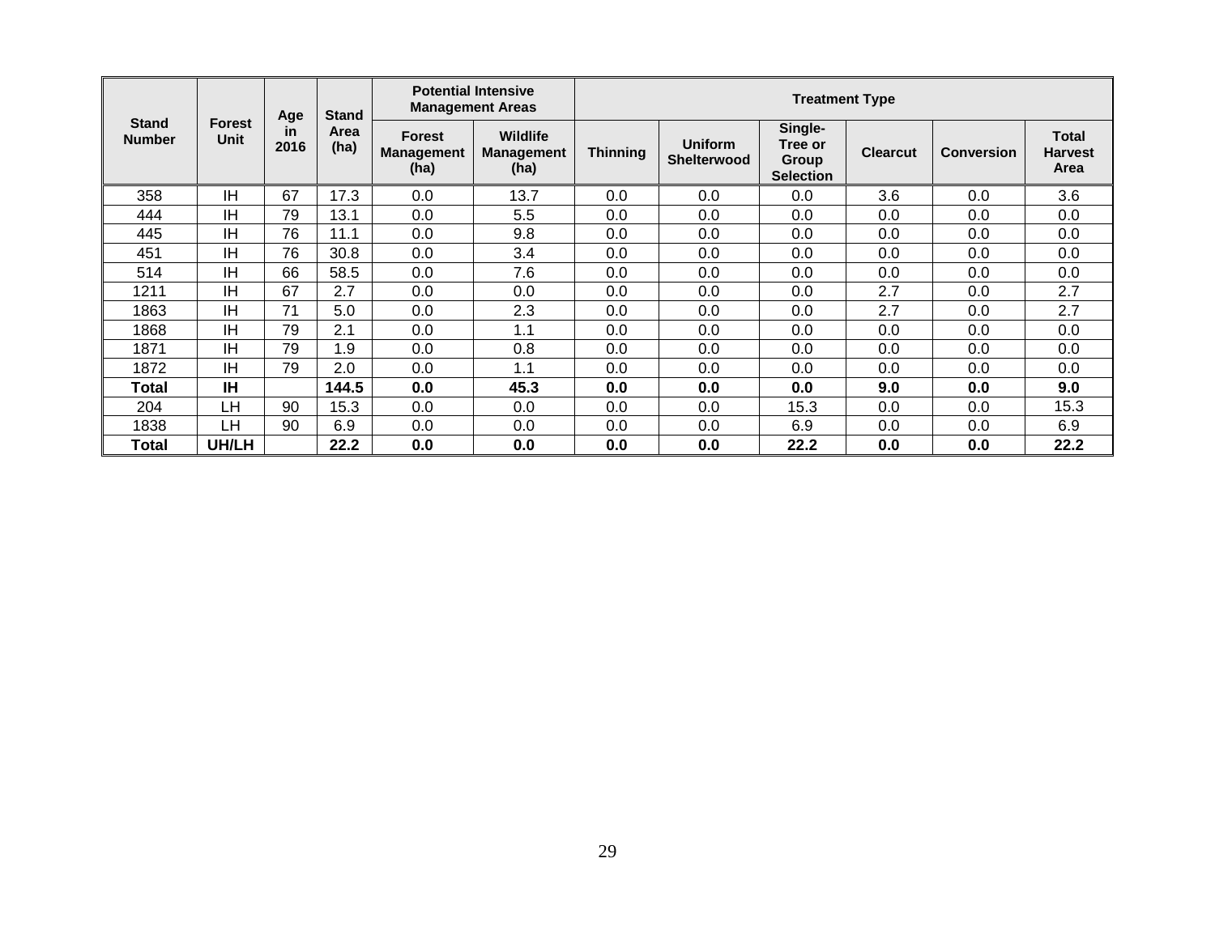| Stand Number | Forest Unit | Age in 2016 | Stand Area (ha) | Potential Intensive Management Areas | | Treatment Type | | | | | |
|---|---|---|---|---|---|---|---|---|---|---|---|
| | | | | Forest Management (ha) | Wildlife Management (ha) | Thinning | Uniform Shelterwood | Single-Tree or Group Selection | Clearcut | Conversion | Total Harvest Area |
| 358 | IH | 67 | 17.3 | 0.0 | 13.7 | 0.0 | 0.0 | 0.0 | 3.6 | 0.0 | 3.6 |
| 444 | IH | 79 | 13.1 | 0.0 | 5.5 | 0.0 | 0.0 | 0.0 | 0.0 | 0.0 | 0.0 |
| 445 | IH | 76 | 11.1 | 0.0 | 9.8 | 0.0 | 0.0 | 0.0 | 0.0 | 0.0 | 0.0 |
| 451 | IH | 76 | 30.8 | 0.0 | 3.4 | 0.0 | 0.0 | 0.0 | 0.0 | 0.0 | 0.0 |
| 514 | IH | 66 | 58.5 | 0.0 | 7.6 | 0.0 | 0.0 | 0.0 | 0.0 | 0.0 | 0.0 |
| 1211 | IH | 67 | 2.7 | 0.0 | 0.0 | 0.0 | 0.0 | 0.0 | 2.7 | 0.0 | 2.7 |
| 1863 | IH | 71 | 5.0 | 0.0 | 2.3 | 0.0 | 0.0 | 0.0 | 2.7 | 0.0 | 2.7 |
| 1868 | IH | 79 | 2.1 | 0.0 | 1.1 | 0.0 | 0.0 | 0.0 | 0.0 | 0.0 | 0.0 |
| 1871 | IH | 79 | 1.9 | 0.0 | 0.8 | 0.0 | 0.0 | 0.0 | 0.0 | 0.0 | 0.0 |
| 1872 | IH | 79 | 2.0 | 0.0 | 1.1 | 0.0 | 0.0 | 0.0 | 0.0 | 0.0 | 0.0 |
| **Total** | **IH** | | **144.5** | **0.0** | **45.3** | **0.0** | **0.0** | **0.0** | **9.0** | **0.0** | **9.0** |
| 204 | LH | 90 | 15.3 | 0.0 | 0.0 | 0.0 | 0.0 | 15.3 | 0.0 | 0.0 | 15.3 |
| 1838 | LH | 90 | 6.9 | 0.0 | 0.0 | 0.0 | 0.0 | 6.9 | 0.0 | 0.0 | 6.9 |
| **Total** | **UH/LH** | | **22.2** | **0.0** | **0.0** | **0.0** | **0.0** | **22.2** | **0.0** | **0.0** | **22.2** |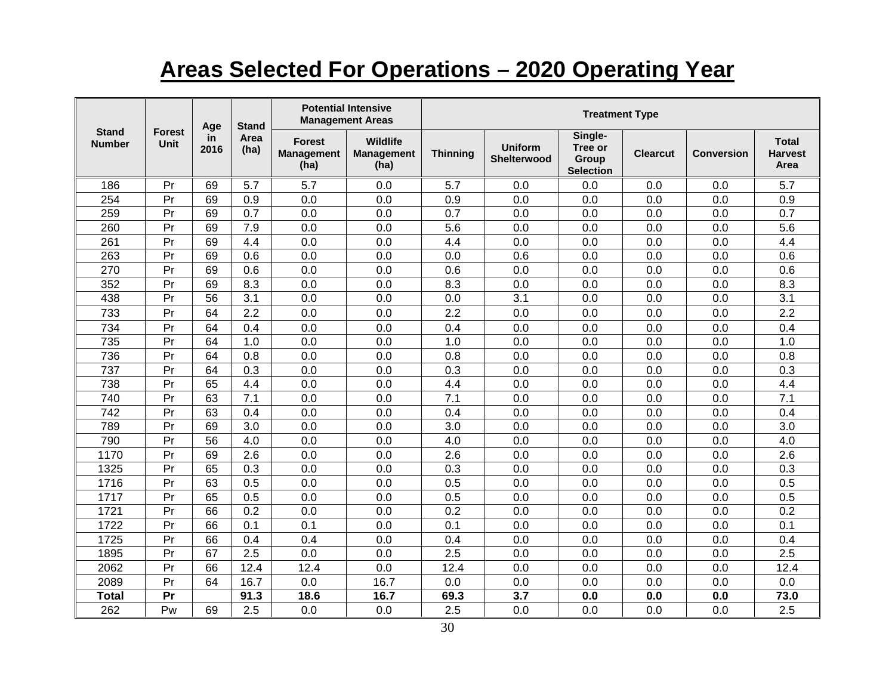# Areas Selected For Operations – 2020 Operating Year

| Stand Number | Forest Unit | Age in 2016 | Stand Area (ha) | Potential Intensive Management Areas | | Treatment Type | | | | | |
|---|---|---|---|---|---|---|---|---|---|---|---|
| | | | | Forest Management (ha) | Wildlife Management (ha) | Thinning | Uniform Shelterwood | Single-Tree or Group Selection | Clearcut | Conversion | Total Harvest Area |
| 186 | Pr | 69 | 5.7 | 5.7 | 0.0 | 5.7 | 0.0 | 0.0 | 0.0 | 0.0 | 5.7 |
| 254 | Pr | 69 | 0.9 | 0.0 | 0.0 | 0.9 | 0.0 | 0.0 | 0.0 | 0.0 | 0.9 |
| 259 | Pr | 69 | 0.7 | 0.0 | 0.0 | 0.7 | 0.0 | 0.0 | 0.0 | 0.0 | 0.7 |
| 260 | Pr | 69 | 7.9 | 0.0 | 0.0 | 5.6 | 0.0 | 0.0 | 0.0 | 0.0 | 5.6 |
| 261 | Pr | 69 | 4.4 | 0.0 | 0.0 | 4.4 | 0.0 | 0.0 | 0.0 | 0.0 | 4.4 |
| 263 | Pr | 69 | 0.6 | 0.0 | 0.0 | 0.0 | 0.6 | 0.0 | 0.0 | 0.0 | 0.6 |
| 270 | Pr | 69 | 0.6 | 0.0 | 0.0 | 0.6 | 0.0 | 0.0 | 0.0 | 0.0 | 0.6 |
| 352 | Pr | 69 | 8.3 | 0.0 | 0.0 | 8.3 | 0.0 | 0.0 | 0.0 | 0.0 | 8.3 |
| 438 | Pr | 56 | 3.1 | 0.0 | 0.0 | 0.0 | 3.1 | 0.0 | 0.0 | 0.0 | 3.1 |
| 733 | Pr | 64 | 2.2 | 0.0 | 0.0 | 2.2 | 0.0 | 0.0 | 0.0 | 0.0 | 2.2 |
| 734 | Pr | 64 | 0.4 | 0.0 | 0.0 | 0.4 | 0.0 | 0.0 | 0.0 | 0.0 | 0.4 |
| 735 | Pr | 64 | 1.0 | 0.0 | 0.0 | 1.0 | 0.0 | 0.0 | 0.0 | 0.0 | 1.0 |
| 736 | Pr | 64 | 0.8 | 0.0 | 0.0 | 0.8 | 0.0 | 0.0 | 0.0 | 0.0 | 0.8 |
| 737 | Pr | 64 | 0.3 | 0.0 | 0.0 | 0.3 | 0.0 | 0.0 | 0.0 | 0.0 | 0.3 |
| 738 | Pr | 65 | 4.4 | 0.0 | 0.0 | 4.4 | 0.0 | 0.0 | 0.0 | 0.0 | 4.4 |
| 740 | Pr | 63 | 7.1 | 0.0 | 0.0 | 7.1 | 0.0 | 0.0 | 0.0 | 0.0 | 7.1 |
| 742 | Pr | 63 | 0.4 | 0.0 | 0.0 | 0.4 | 0.0 | 0.0 | 0.0 | 0.0 | 0.4 |
| 789 | Pr | 69 | 3.0 | 0.0 | 0.0 | 3.0 | 0.0 | 0.0 | 0.0 | 0.0 | 3.0 |
| 790 | Pr | 56 | 4.0 | 0.0 | 0.0 | 4.0 | 0.0 | 0.0 | 0.0 | 0.0 | 4.0 |
| 1170 | Pr | 69 | 2.6 | 0.0 | 0.0 | 2.6 | 0.0 | 0.0 | 0.0 | 0.0 | 2.6 |
| 1325 | Pr | 65 | 0.3 | 0.0 | 0.0 | 0.3 | 0.0 | 0.0 | 0.0 | 0.0 | 0.3 |
| 1716 | Pr | 63 | 0.5 | 0.0 | 0.0 | 0.5 | 0.0 | 0.0 | 0.0 | 0.0 | 0.5 |
| 1717 | Pr | 65 | 0.5 | 0.0 | 0.0 | 0.5 | 0.0 | 0.0 | 0.0 | 0.0 | 0.5 |
| 1721 | Pr | 66 | 0.2 | 0.0 | 0.0 | 0.2 | 0.0 | 0.0 | 0.0 | 0.0 | 0.2 |
| 1722 | Pr | 66 | 0.1 | 0.1 | 0.0 | 0.1 | 0.0 | 0.0 | 0.0 | 0.0 | 0.1 |
| 1725 | Pr | 66 | 0.4 | 0.4 | 0.0 | 0.4 | 0.0 | 0.0 | 0.0 | 0.0 | 0.4 |
| 1895 | Pr | 67 | 2.5 | 0.0 | 0.0 | 2.5 | 0.0 | 0.0 | 0.0 | 0.0 | 2.5 |
| 2062 | Pr | 66 | 12.4 | 12.4 | 0.0 | 12.4 | 0.0 | 0.0 | 0.0 | 0.0 | 12.4 |
| 2089 | Pr | 64 | 16.7 | 0.0 | 16.7 | 0.0 | 0.0 | 0.0 | 0.0 | 0.0 | 0.0 |
| **Total** | **Pr** | | **91.3** | **18.6** | **16.7** | **69.3** | **3.7** | **0.0** | **0.0** | **0.0** | **73.0** |
| 262 | Pw | 69 | 2.5 | 0.0 | 0.0 | 2.5 | 0.0 | 0.0 | 0.0 | 0.0 | 2.5 |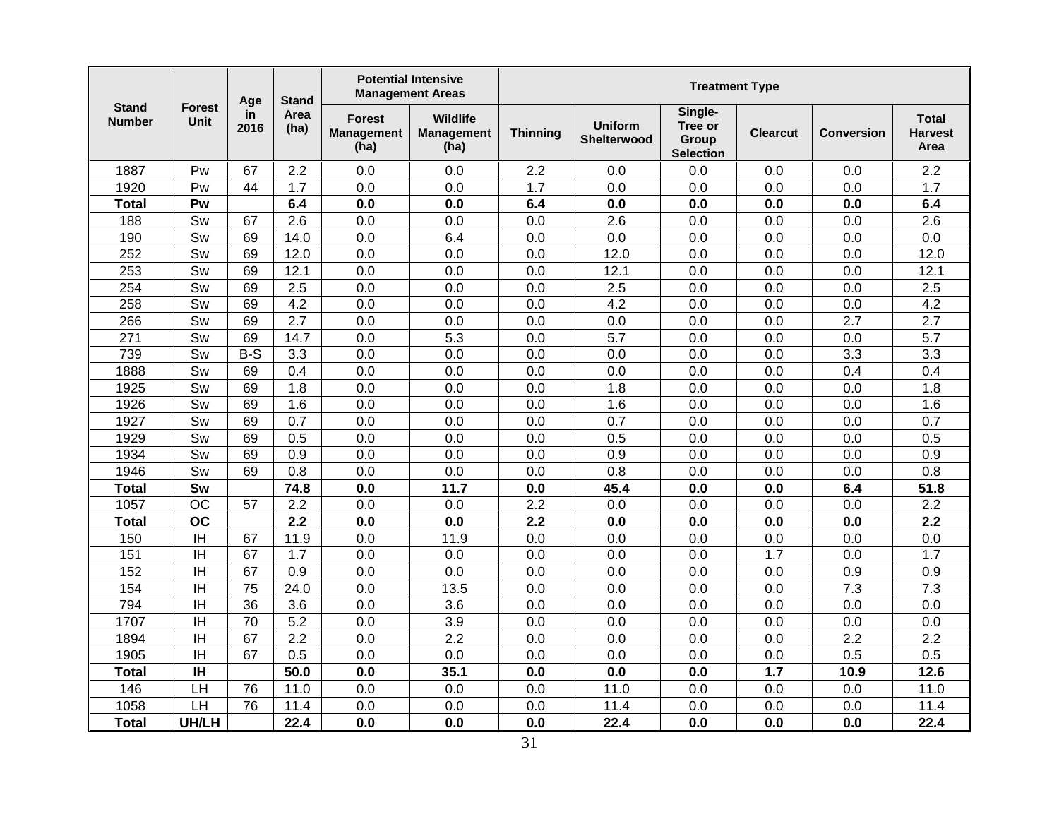| Stand Number | Forest Unit | Age in 2016 | Stand Area (ha) | Potential Intensive Management Areas | | Treatment Type | | | | | |
|---|---|---|---|---|---|---|---|---|---|---|---|
| | | | | Forest Management (ha) | Wildlife Management (ha) | Thinning | Uniform Shelterwood | Single-Tree or Group Selection | Clearcut | Conversion | Total Harvest Area |
| 1887 | Pw | 67 | 2.2 | 0.0 | 0.0 | 2.2 | 0.0 | 0.0 | 0.0 | 0.0 | 2.2 |
| 1920 | Pw | 44 | 1.7 | 0.0 | 0.0 | 1.7 | 0.0 | 0.0 | 0.0 | 0.0 | 1.7 |
| **Total** | **Pw** | | **6.4** | **0.0** | **0.0** | **6.4** | **0.0** | **0.0** | **0.0** | **0.0** | **6.4** |
| 188 | Sw | 67 | 2.6 | 0.0 | 0.0 | 0.0 | 2.6 | 0.0 | 0.0 | 0.0 | 2.6 |
| 190 | Sw | 69 | 14.0 | 0.0 | 6.4 | 0.0 | 0.0 | 0.0 | 0.0 | 0.0 | 0.0 |
| 252 | Sw | 69 | 12.0 | 0.0 | 0.0 | 0.0 | 12.0 | 0.0 | 0.0 | 0.0 | 12.0 |
| 253 | Sw | 69 | 12.1 | 0.0 | 0.0 | 0.0 | 12.1 | 0.0 | 0.0 | 0.0 | 12.1 |
| 254 | Sw | 69 | 2.5 | 0.0 | 0.0 | 0.0 | 2.5 | 0.0 | 0.0 | 0.0 | 2.5 |
| 258 | Sw | 69 | 4.2 | 0.0 | 0.0 | 0.0 | 4.2 | 0.0 | 0.0 | 0.0 | 4.2 |
| 266 | Sw | 69 | 2.7 | 0.0 | 0.0 | 0.0 | 0.0 | 0.0 | 0.0 | 2.7 | 2.7 |
| 271 | Sw | 69 | 14.7 | 0.0 | 5.3 | 0.0 | 5.7 | 0.0 | 0.0 | 0.0 | 5.7 |
| 739 | Sw | B-S | 3.3 | 0.0 | 0.0 | 0.0 | 0.0 | 0.0 | 0.0 | 3.3 | 3.3 |
| 1888 | Sw | 69 | 0.4 | 0.0 | 0.0 | 0.0 | 0.0 | 0.0 | 0.0 | 0.4 | 0.4 |
| 1925 | Sw | 69 | 1.8 | 0.0 | 0.0 | 0.0 | 1.8 | 0.0 | 0.0 | 0.0 | 1.8 |
| 1926 | Sw | 69 | 1.6 | 0.0 | 0.0 | 0.0 | 1.6 | 0.0 | 0.0 | 0.0 | 1.6 |
| 1927 | Sw | 69 | 0.7 | 0.0 | 0.0 | 0.0 | 0.7 | 0.0 | 0.0 | 0.0 | 0.7 |
| 1929 | Sw | 69 | 0.5 | 0.0 | 0.0 | 0.0 | 0.5 | 0.0 | 0.0 | 0.0 | 0.5 |
| 1934 | Sw | 69 | 0.9 | 0.0 | 0.0 | 0.0 | 0.9 | 0.0 | 0.0 | 0.0 | 0.9 |
| 1946 | Sw | 69 | 0.8 | 0.0 | 0.0 | 0.0 | 0.8 | 0.0 | 0.0 | 0.0 | 0.8 |
| **Total** | **Sw** | | **74.8** | **0.0** | **11.7** | **0.0** | **45.4** | **0.0** | **0.0** | **6.4** | **51.8** |
| 1057 | OC | 57 | 2.2 | 0.0 | 0.0 | 2.2 | 0.0 | 0.0 | 0.0 | 0.0 | 2.2 |
| **Total** | **OC** | | **2.2** | **0.0** | **0.0** | **2.2** | **0.0** | **0.0** | **0.0** | **0.0** | **2.2** |
| 150 | IH | 67 | 11.9 | 0.0 | 11.9 | 0.0 | 0.0 | 0.0 | 0.0 | 0.0 | 0.0 |
| 151 | IH | 67 | 1.7 | 0.0 | 0.0 | 0.0 | 0.0 | 0.0 | 1.7 | 0.0 | 1.7 |
| 152 | IH | 67 | 0.9 | 0.0 | 0.0 | 0.0 | 0.0 | 0.0 | 0.0 | 0.9 | 0.9 |
| 154 | IH | 75 | 24.0 | 0.0 | 13.5 | 0.0 | 0.0 | 0.0 | 0.0 | 7.3 | 7.3 |
| 794 | IH | 36 | 3.6 | 0.0 | 3.6 | 0.0 | 0.0 | 0.0 | 0.0 | 0.0 | 0.0 |
| 1707 | IH | 70 | 5.2 | 0.0 | 3.9 | 0.0 | 0.0 | 0.0 | 0.0 | 0.0 | 0.0 |
| 1894 | IH | 67 | 2.2 | 0.0 | 2.2 | 0.0 | 0.0 | 0.0 | 0.0 | 2.2 | 2.2 |
| 1905 | IH | 67 | 0.5 | 0.0 | 0.0 | 0.0 | 0.0 | 0.0 | 0.0 | 0.5 | 0.5 |
| **Total** | **IH** | | **50.0** | **0.0** | **35.1** | **0.0** | **0.0** | **0.0** | **1.7** | **10.9** | **12.6** |
| 146 | LH | 76 | 11.0 | 0.0 | 0.0 | 0.0 | 11.0 | 0.0 | 0.0 | 0.0 | 11.0 |
| 1058 | LH | 76 | 11.4 | 0.0 | 0.0 | 0.0 | 11.4 | 0.0 | 0.0 | 0.0 | 11.4 |
| **Total** | **UH/LH** | | **22.4** | **0.0** | **0.0** | **0.0** | **22.4** | **0.0** | **0.0** | **0.0** | **22.4** |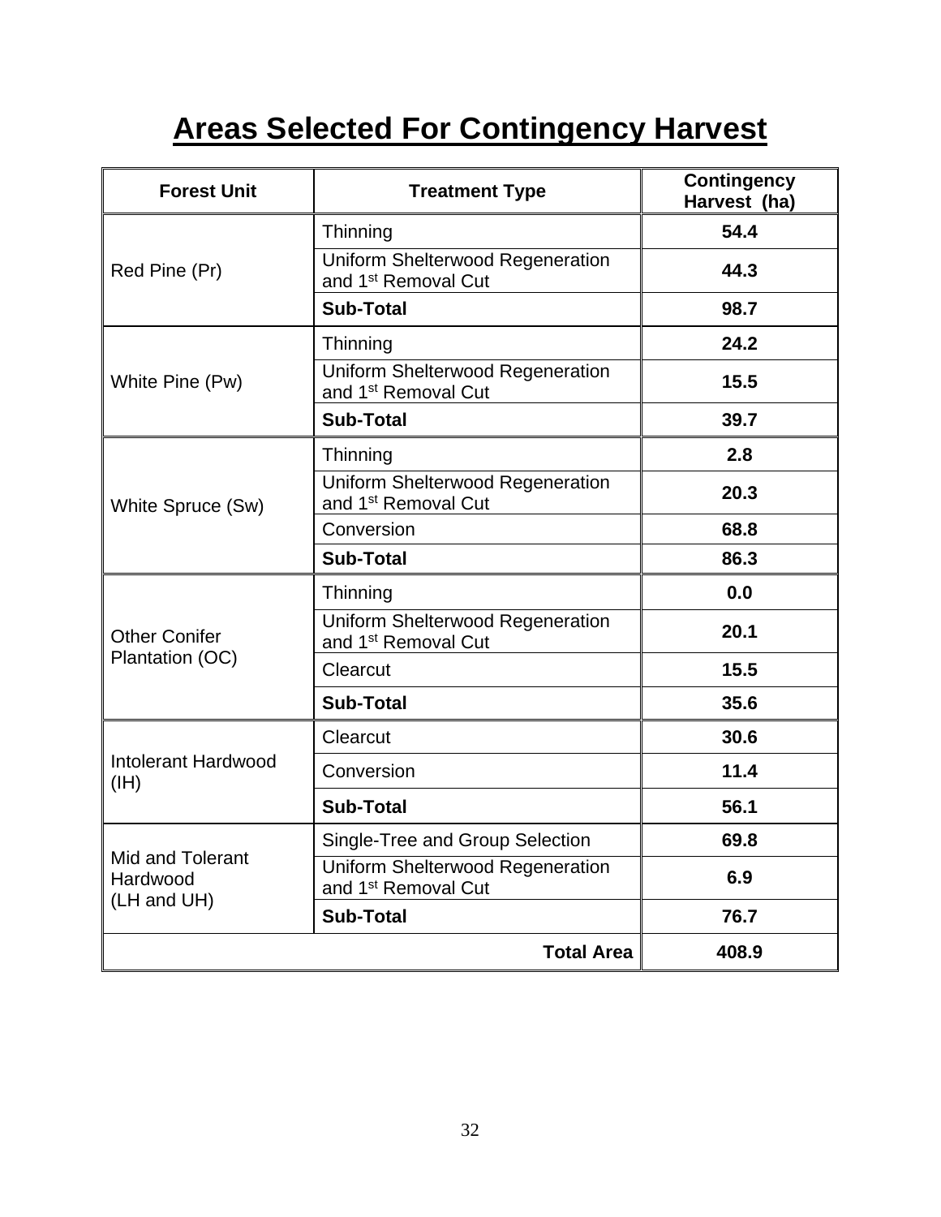# Areas Selected For Contingency Harvest

| Forest Unit | Treatment Type | Contingency Harvest (ha) |
|---|---|---|
| Red Pine (Pr) | Thinning | **54.4** |
| | Uniform Shelterwood Regeneration and 1st Removal Cut | **44.3** |
| | **Sub-Total** | **98.7** |
| White Pine (Pw) | Thinning | **24.2** |
| | Uniform Shelterwood Regeneration and 1st Removal Cut | **15.5** |
| | **Sub-Total** | **39.7** |
| White Spruce (Sw) | Thinning | **2.8** |
| | Uniform Shelterwood Regeneration and 1st Removal Cut | **20.3** |
| | Conversion | **68.8** |
| | **Sub-Total** | **86.3** |
| Other Conifer Plantation (OC) | Thinning | **0.0** |
| | Uniform Shelterwood Regeneration and 1st Removal Cut | **20.1** |
| | Clearcut | **15.5** |
| | **Sub-Total** | **35.6** |
| Intolerant Hardwood (IH) | Clearcut | **30.6** |
| | Conversion | **11.4** |
| | **Sub-Total** | **56.1** |
| Mid and Tolerant Hardwood (LH and UH) | Single-Tree and Group Selection | **69.8** |
| | Uniform Shelterwood Regeneration and 1st Removal Cut | **6.9** |
| | **Sub-Total** | **76.7** |
| | **Total Area** | **408.9** |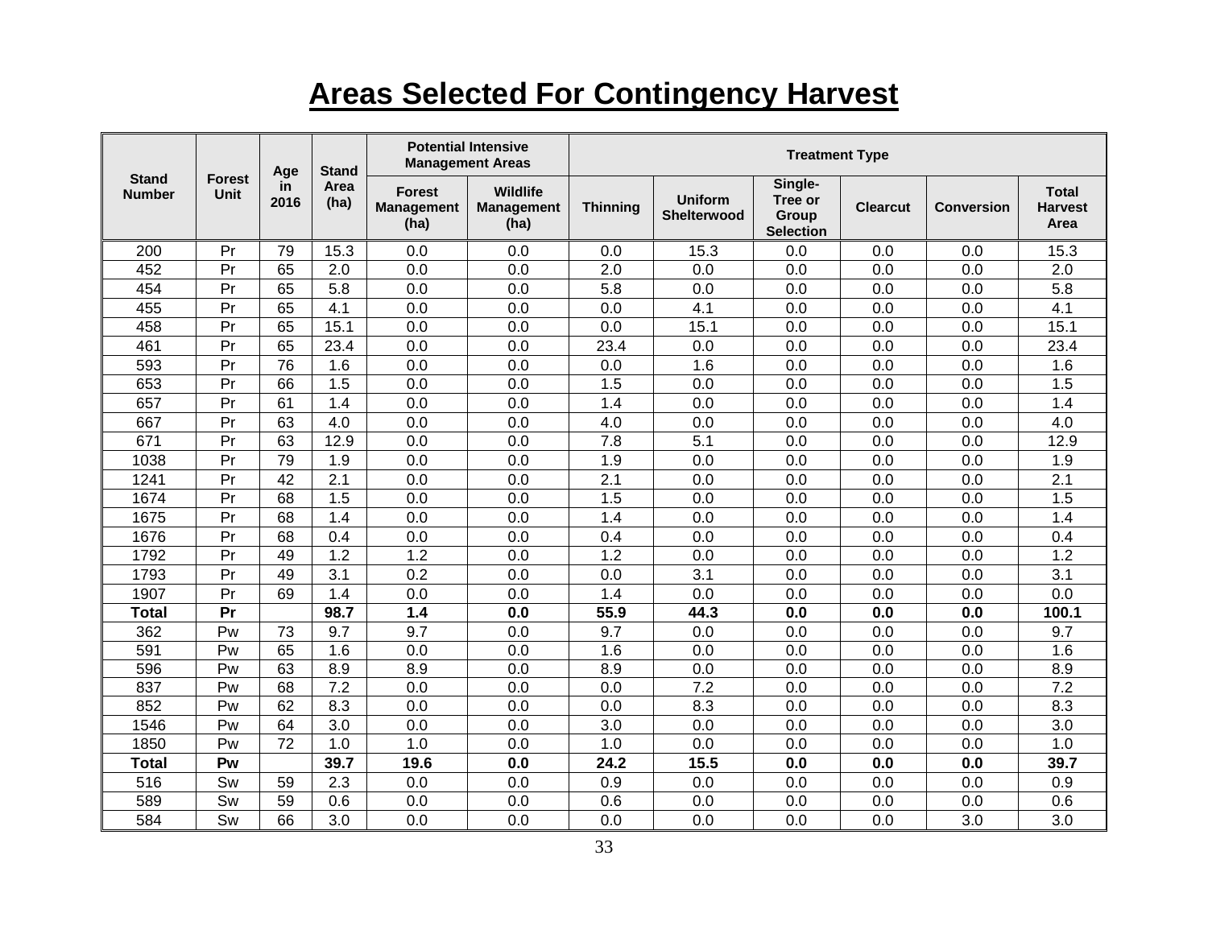# Areas Selected For Contingency Harvest

| Stand Number | Forest Unit | Age in 2016 | Stand Area (ha) | Potential Intensive Management Areas | | Treatment Type | | | | | |
|---|---|---|---|---|---|---|---|---|---|---|---|
| | | | | Forest Management (ha) | Wildlife Management (ha) | Thinning | Uniform Shelterwood | Single-Tree or Group Selection | Clearcut | Conversion | Total Harvest Area |
| 200 | Pr | 79 | 15.3 | 0.0 | 0.0 | 0.0 | 15.3 | 0.0 | 0.0 | 0.0 | 15.3 |
| 452 | Pr | 65 | 2.0 | 0.0 | 0.0 | 2.0 | 0.0 | 0.0 | 0.0 | 0.0 | 2.0 |
| 454 | Pr | 65 | 5.8 | 0.0 | 0.0 | 5.8 | 0.0 | 0.0 | 0.0 | 0.0 | 5.8 |
| 455 | Pr | 65 | 4.1 | 0.0 | 0.0 | 0.0 | 4.1 | 0.0 | 0.0 | 0.0 | 4.1 |
| 458 | Pr | 65 | 15.1 | 0.0 | 0.0 | 0.0 | 15.1 | 0.0 | 0.0 | 0.0 | 15.1 |
| 461 | Pr | 65 | 23.4 | 0.0 | 0.0 | 23.4 | 0.0 | 0.0 | 0.0 | 0.0 | 23.4 |
| 593 | Pr | 76 | 1.6 | 0.0 | 0.0 | 0.0 | 1.6 | 0.0 | 0.0 | 0.0 | 1.6 |
| 653 | Pr | 66 | 1.5 | 0.0 | 0.0 | 1.5 | 0.0 | 0.0 | 0.0 | 0.0 | 1.5 |
| 657 | Pr | 61 | 1.4 | 0.0 | 0.0 | 1.4 | 0.0 | 0.0 | 0.0 | 0.0 | 1.4 |
| 667 | Pr | 63 | 4.0 | 0.0 | 0.0 | 4.0 | 0.0 | 0.0 | 0.0 | 0.0 | 4.0 |
| 671 | Pr | 63 | 12.9 | 0.0 | 0.0 | 7.8 | 5.1 | 0.0 | 0.0 | 0.0 | 12.9 |
| 1038 | Pr | 79 | 1.9 | 0.0 | 0.0 | 1.9 | 0.0 | 0.0 | 0.0 | 0.0 | 1.9 |
| 1241 | Pr | 42 | 2.1 | 0.0 | 0.0 | 2.1 | 0.0 | 0.0 | 0.0 | 0.0 | 2.1 |
| 1674 | Pr | 68 | 1.5 | 0.0 | 0.0 | 1.5 | 0.0 | 0.0 | 0.0 | 0.0 | 1.5 |
| 1675 | Pr | 68 | 1.4 | 0.0 | 0.0 | 1.4 | 0.0 | 0.0 | 0.0 | 0.0 | 1.4 |
| 1676 | Pr | 68 | 0.4 | 0.0 | 0.0 | 0.4 | 0.0 | 0.0 | 0.0 | 0.0 | 0.4 |
| 1792 | Pr | 49 | 1.2 | 1.2 | 0.0 | 1.2 | 0.0 | 0.0 | 0.0 | 0.0 | 1.2 |
| 1793 | Pr | 49 | 3.1 | 0.2 | 0.0 | 0.0 | 3.1 | 0.0 | 0.0 | 0.0 | 3.1 |
| 1907 | Pr | 69 | 1.4 | 0.0 | 0.0 | 1.4 | 0.0 | 0.0 | 0.0 | 0.0 | 0.0 |
| **Total** | **Pr** | | **98.7** | **1.4** | **0.0** | **55.9** | **44.3** | **0.0** | **0.0** | **0.0** | **100.1** |
| 362 | Pw | 73 | 9.7 | 9.7 | 0.0 | 9.7 | 0.0 | 0.0 | 0.0 | 0.0 | 9.7 |
| 591 | Pw | 65 | 1.6 | 0.0 | 0.0 | 1.6 | 0.0 | 0.0 | 0.0 | 0.0 | 1.6 |
| 596 | Pw | 63 | 8.9 | 8.9 | 0.0 | 8.9 | 0.0 | 0.0 | 0.0 | 0.0 | 8.9 |
| 837 | Pw | 68 | 7.2 | 0.0 | 0.0 | 0.0 | 7.2 | 0.0 | 0.0 | 0.0 | 7.2 |
| 852 | Pw | 62 | 8.3 | 0.0 | 0.0 | 0.0 | 8.3 | 0.0 | 0.0 | 0.0 | 8.3 |
| 1546 | Pw | 64 | 3.0 | 0.0 | 0.0 | 3.0 | 0.0 | 0.0 | 0.0 | 0.0 | 3.0 |
| 1850 | Pw | 72 | 1.0 | 1.0 | 0.0 | 1.0 | 0.0 | 0.0 | 0.0 | 0.0 | 1.0 |
| **Total** | **Pw** | | **39.7** | **19.6** | **0.0** | **24.2** | **15.5** | **0.0** | **0.0** | **0.0** | **39.7** |
| 516 | Sw | 59 | 2.3 | 0.0 | 0.0 | 0.9 | 0.0 | 0.0 | 0.0 | 0.0 | 0.9 |
| 589 | Sw | 59 | 0.6 | 0.0 | 0.0 | 0.6 | 0.0 | 0.0 | 0.0 | 0.0 | 0.6 |
| 584 | Sw | 66 | 3.0 | 0.0 | 0.0 | 0.0 | 0.0 | 0.0 | 0.0 | 3.0 | 3.0 |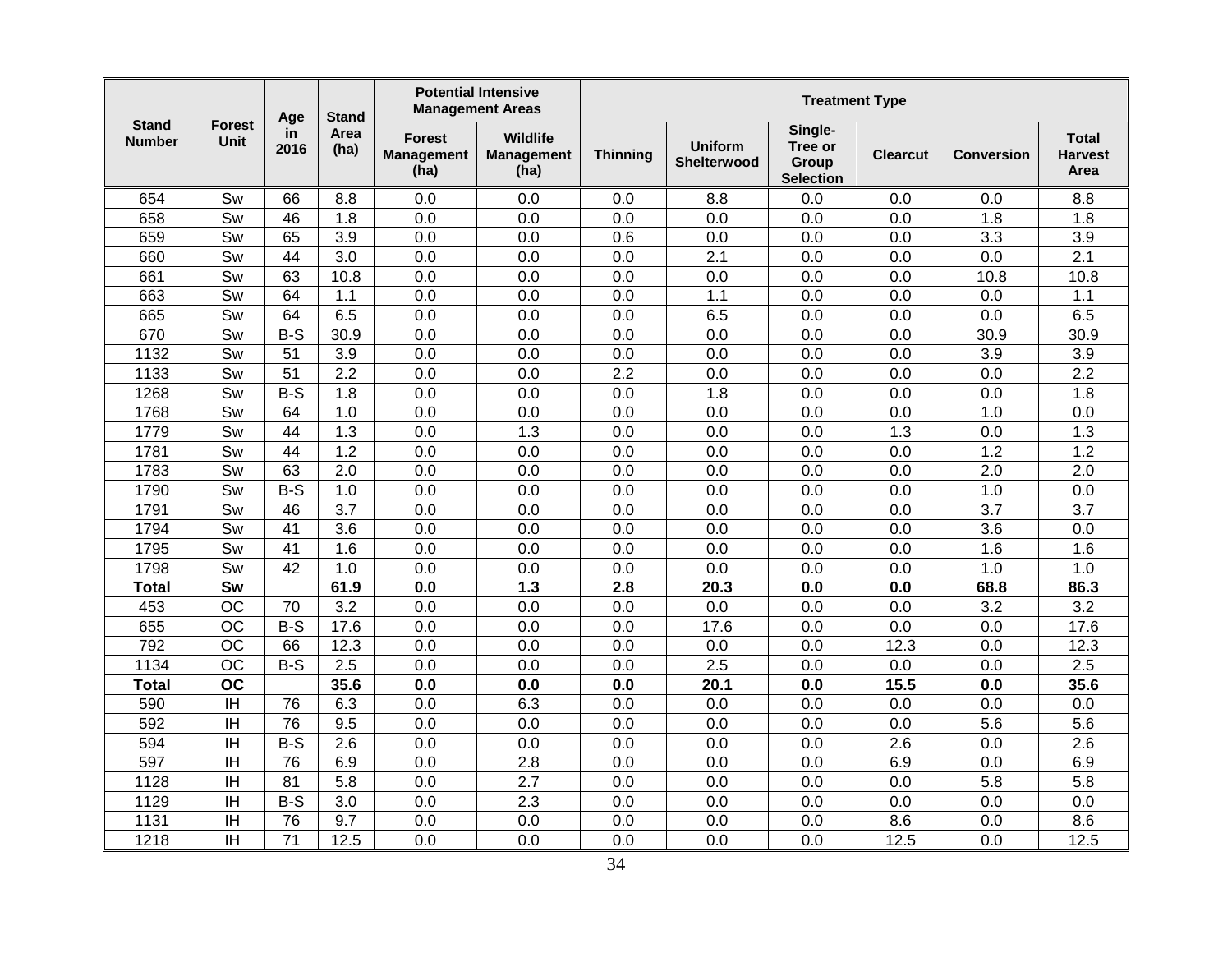| Stand Number | Forest Unit | Age in 2016 | Stand Area (ha) | Potential Intensive Management Areas | | Treatment Type | | | | | |
|---|---|---|---|---|---|---|---|---|---|---|---|
| | | | | Forest Management (ha) | Wildlife Management (ha) | Thinning | Uniform Shelterwood | Single-Tree or Group Selection | Clearcut | Conversion | Total Harvest Area |
| 654 | Sw | 66 | 8.8 | 0.0 | 0.0 | 0.0 | 8.8 | 0.0 | 0.0 | 0.0 | 8.8 |
| 658 | Sw | 46 | 1.8 | 0.0 | 0.0 | 0.0 | 0.0 | 0.0 | 0.0 | 1.8 | 1.8 |
| 659 | Sw | 65 | 3.9 | 0.0 | 0.0 | 0.6 | 0.0 | 0.0 | 0.0 | 3.3 | 3.9 |
| 660 | Sw | 44 | 3.0 | 0.0 | 0.0 | 0.0 | 2.1 | 0.0 | 0.0 | 0.0 | 2.1 |
| 661 | Sw | 63 | 10.8 | 0.0 | 0.0 | 0.0 | 0.0 | 0.0 | 0.0 | 10.8 | 10.8 |
| 663 | Sw | 64 | 1.1 | 0.0 | 0.0 | 0.0 | 1.1 | 0.0 | 0.0 | 0.0 | 1.1 |
| 665 | Sw | 64 | 6.5 | 0.0 | 0.0 | 0.0 | 6.5 | 0.0 | 0.0 | 0.0 | 6.5 |
| 670 | Sw | B-S | 30.9 | 0.0 | 0.0 | 0.0 | 0.0 | 0.0 | 0.0 | 30.9 | 30.9 |
| 1132 | Sw | 51 | 3.9 | 0.0 | 0.0 | 0.0 | 0.0 | 0.0 | 0.0 | 3.9 | 3.9 |
| 1133 | Sw | 51 | 2.2 | 0.0 | 0.0 | 2.2 | 0.0 | 0.0 | 0.0 | 0.0 | 2.2 |
| 1268 | Sw | B-S | 1.8 | 0.0 | 0.0 | 0.0 | 1.8 | 0.0 | 0.0 | 0.0 | 1.8 |
| 1768 | Sw | 64 | 1.0 | 0.0 | 0.0 | 0.0 | 0.0 | 0.0 | 0.0 | 1.0 | 0.0 |
| 1779 | Sw | 44 | 1.3 | 0.0 | 1.3 | 0.0 | 0.0 | 0.0 | 1.3 | 0.0 | 1.3 |
| 1781 | Sw | 44 | 1.2 | 0.0 | 0.0 | 0.0 | 0.0 | 0.0 | 0.0 | 1.2 | 1.2 |
| 1783 | Sw | 63 | 2.0 | 0.0 | 0.0 | 0.0 | 0.0 | 0.0 | 0.0 | 2.0 | 2.0 |
| 1790 | Sw | B-S | 1.0 | 0.0 | 0.0 | 0.0 | 0.0 | 0.0 | 0.0 | 1.0 | 0.0 |
| 1791 | Sw | 46 | 3.7 | 0.0 | 0.0 | 0.0 | 0.0 | 0.0 | 0.0 | 3.7 | 3.7 |
| 1794 | Sw | 41 | 3.6 | 0.0 | 0.0 | 0.0 | 0.0 | 0.0 | 0.0 | 3.6 | 0.0 |
| 1795 | Sw | 41 | 1.6 | 0.0 | 0.0 | 0.0 | 0.0 | 0.0 | 0.0 | 1.6 | 1.6 |
| 1798 | Sw | 42 | 1.0 | 0.0 | 0.0 | 0.0 | 0.0 | 0.0 | 0.0 | 1.0 | 1.0 |
| **Total** | **Sw** | | **61.9** | **0.0** | **1.3** | **2.8** | **20.3** | **0.0** | **0.0** | **68.8** | **86.3** |
| 453 | OC | 70 | 3.2 | 0.0 | 0.0 | 0.0 | 0.0 | 0.0 | 0.0 | 3.2 | 3.2 |
| 655 | OC | B-S | 17.6 | 0.0 | 0.0 | 0.0 | 17.6 | 0.0 | 0.0 | 0.0 | 17.6 |
| 792 | OC | 66 | 12.3 | 0.0 | 0.0 | 0.0 | 0.0 | 0.0 | 12.3 | 0.0 | 12.3 |
| 1134 | OC | B-S | 2.5 | 0.0 | 0.0 | 0.0 | 2.5 | 0.0 | 0.0 | 0.0 | 2.5 |
| **Total** | **OC** | | **35.6** | **0.0** | **0.0** | **0.0** | **20.1** | **0.0** | **15.5** | **0.0** | **35.6** |
| 590 | IH | 76 | 6.3 | 0.0 | 6.3 | 0.0 | 0.0 | 0.0 | 0.0 | 0.0 | 0.0 |
| 592 | IH | 76 | 9.5 | 0.0 | 0.0 | 0.0 | 0.0 | 0.0 | 0.0 | 5.6 | 5.6 |
| 594 | IH | B-S | 2.6 | 0.0 | 0.0 | 0.0 | 0.0 | 0.0 | 2.6 | 0.0 | 2.6 |
| 597 | IH | 76 | 6.9 | 0.0 | 2.8 | 0.0 | 0.0 | 0.0 | 6.9 | 0.0 | 6.9 |
| 1128 | IH | 81 | 5.8 | 0.0 | 2.7 | 0.0 | 0.0 | 0.0 | 0.0 | 5.8 | 5.8 |
| 1129 | IH | B-S | 3.0 | 0.0 | 2.3 | 0.0 | 0.0 | 0.0 | 0.0 | 0.0 | 0.0 |
| 1131 | IH | 76 | 9.7 | 0.0 | 0.0 | 0.0 | 0.0 | 0.0 | 8.6 | 0.0 | 8.6 |
| 1218 | IH | 71 | 12.5 | 0.0 | 0.0 | 0.0 | 0.0 | 0.0 | 12.5 | 0.0 | 12.5 |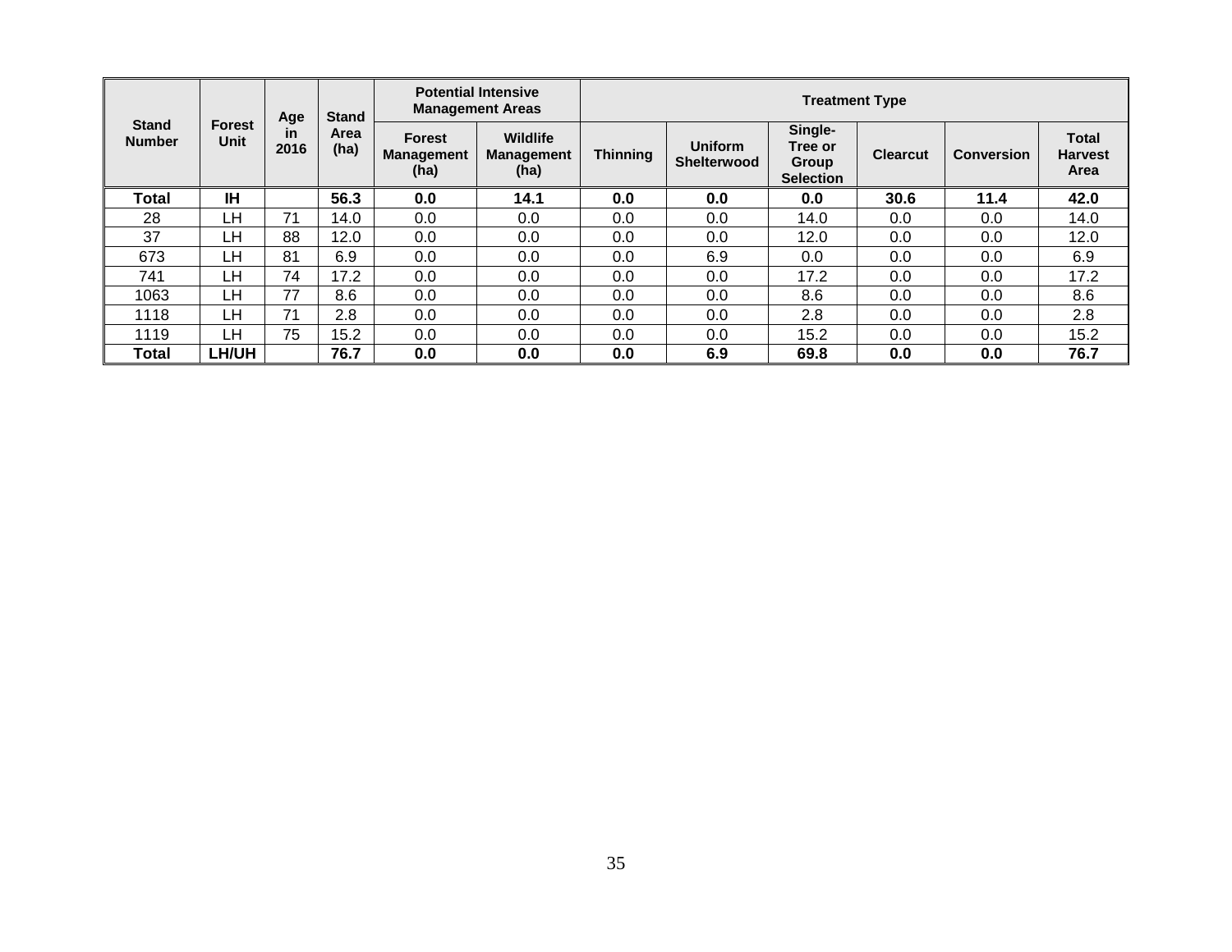| Stand Number | Forest Unit | Age in 2016 | Stand Area (ha) | Potential Intensive Management Areas | | Treatment Type | | | | | |
|---|---|---|---|---|---|---|---|---|---|---|---|
| | | | | Forest Management (ha) | Wildlife Management (ha) | Thinning | Uniform Shelterwood | Single-Tree or Group Selection | Clearcut | Conversion | Total Harvest Area |
| **Total** | **IH** | | **56.3** | **0.0** | **14.1** | **0.0** | **0.0** | **0.0** | **30.6** | **11.4** | **42.0** |
| 28 | LH | 71 | 14.0 | 0.0 | 0.0 | 0.0 | 0.0 | 14.0 | 0.0 | 0.0 | 14.0 |
| 37 | LH | 88 | 12.0 | 0.0 | 0.0 | 0.0 | 0.0 | 12.0 | 0.0 | 0.0 | 12.0 |
| 673 | LH | 81 | 6.9 | 0.0 | 0.0 | 0.0 | 6.9 | 0.0 | 0.0 | 0.0 | 6.9 |
| 741 | LH | 74 | 17.2 | 0.0 | 0.0 | 0.0 | 0.0 | 17.2 | 0.0 | 0.0 | 17.2 |
| 1063 | LH | 77 | 8.6 | 0.0 | 0.0 | 0.0 | 0.0 | 8.6 | 0.0 | 0.0 | 8.6 |
| 1118 | LH | 71 | 2.8 | 0.0 | 0.0 | 0.0 | 0.0 | 2.8 | 0.0 | 0.0 | 2.8 |
| 1119 | LH | 75 | 15.2 | 0.0 | 0.0 | 0.0 | 0.0 | 15.2 | 0.0 | 0.0 | 15.2 |
| **Total** | **LH/UH** | | **76.7** | **0.0** | **0.0** | **0.0** | **6.9** | **69.8** | **0.0** | **0.0** | **76.7** |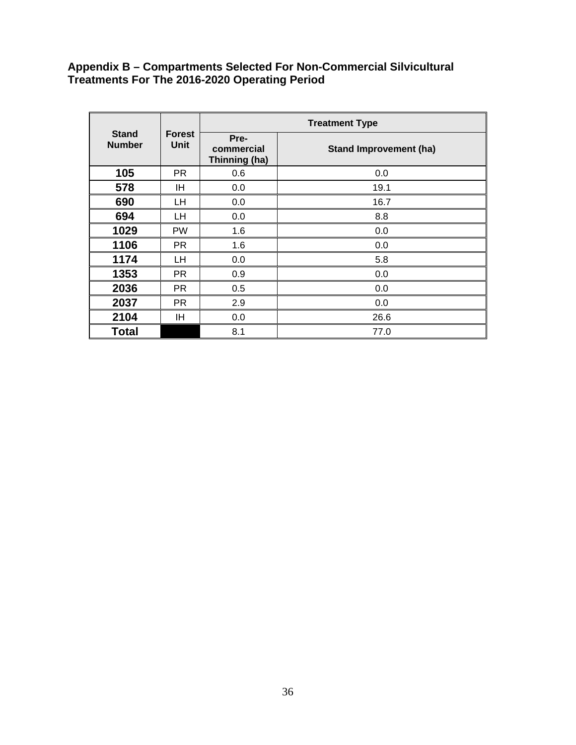## Appendix B – Compartments Selected For Non-Commercial Silvicultural Treatments For The 2016-2020 Operating Period

| Stand Number | Forest Unit | Treatment Type | |
|---|---|---|---|
| | | Pre-commercial Thinning (ha) | Stand Improvement (ha) |
| **105** | PR | 0.6 | 0.0 |
| **578** | IH | 0.0 | 19.1 |
| **690** | LH | 0.0 | 16.7 |
| **694** | LH | 0.0 | 8.8 |
| **1029** | PW | 1.6 | 0.0 |
| **1106** | PR | 1.6 | 0.0 |
| **1174** | LH | 0.0 | 5.8 |
| **1353** | PR | 0.9 | 0.0 |
| **2036** | PR | 0.5 | 0.0 |
| **2037** | PR | 2.9 | 0.0 |
| **2104** | IH | 0.0 | 26.6 |
| **Total** | | 8.1 | 77.0 |